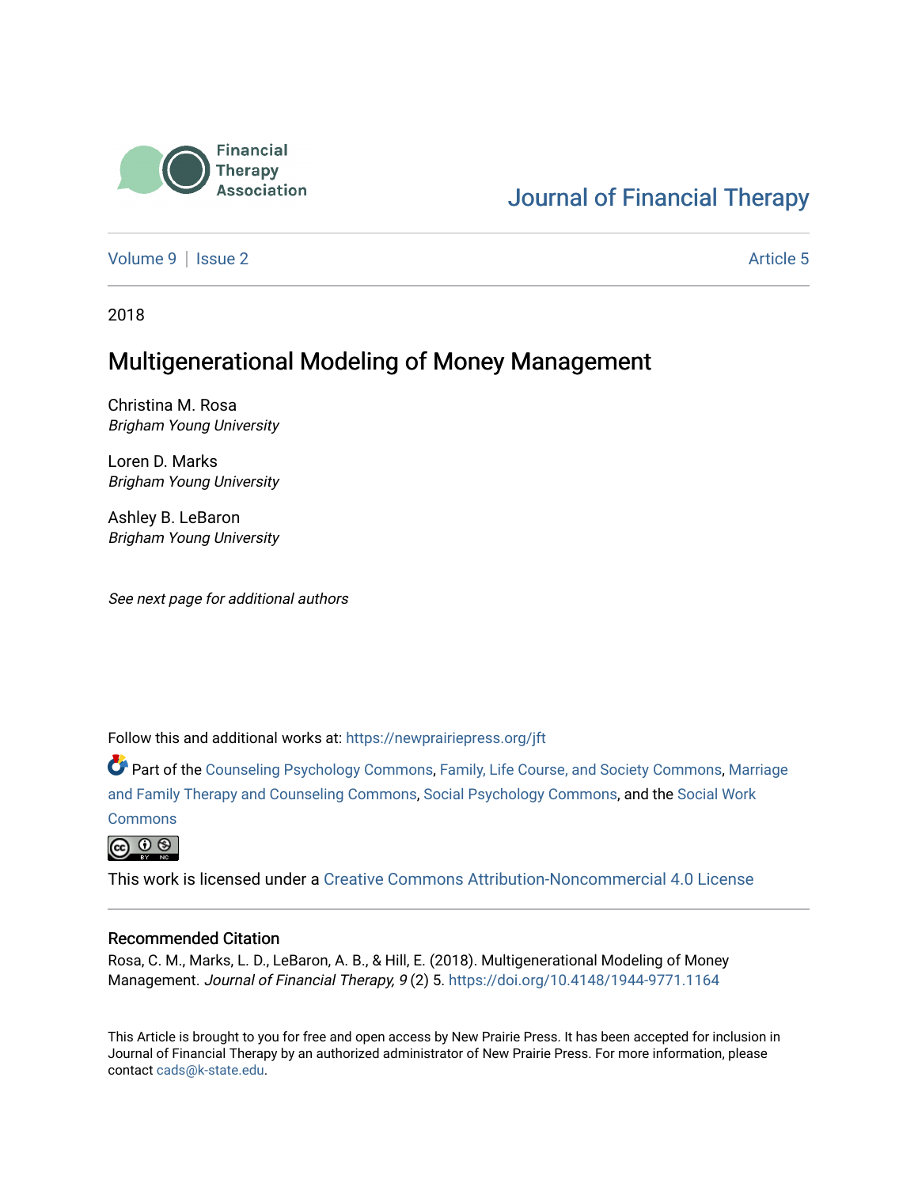Financial Therapy Association

Journal of Financial Therapy

Volume 9 | Issue 2 Article 5

2018

# Multigenerational Modeling of Money Management

Christina M. Rosa
*Brigham Young University*

Loren D. Marks
*Brigham Young University*

Ashley B. LeBaron
*Brigham Young University*

*See next page for additional authors*

Follow this and additional works at: https://newprairiepress.org/jft

Part of the Counseling Psychology Commons, Family, Life Course, and Society Commons, Marriage and Family Therapy and Counseling Commons, Social Psychology Commons, and the Social Work Commons

This work is licensed under a Creative Commons Attribution-Noncommercial 4.0 License

## Recommended Citation

Rosa, C. M., Marks, L. D., LeBaron, A. B., & Hill, E. (2018). Multigenerational Modeling of Money Management. *Journal of Financial Therapy, 9* (2) 5. https://doi.org/10.4148/1944-9771.1164

This Article is brought to you for free and open access by New Prairie Press. It has been accepted for inclusion in Journal of Financial Therapy by an authorized administrator of New Prairie Press. For more information, please contact cads@k-state.edu.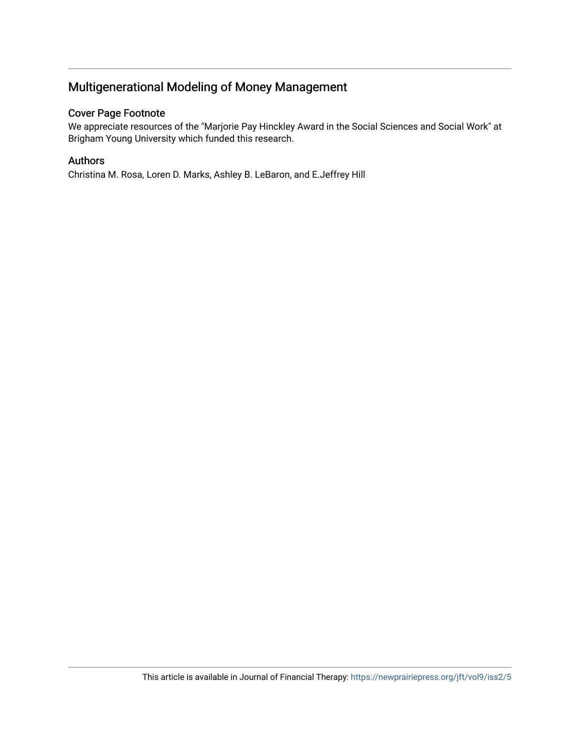## Multigenerational Modeling of Money Management

### Cover Page Footnote

We appreciate resources of the "Marjorie Pay Hinckley Award in the Social Sciences and Social Work" at Brigham Young University which funded this research.

### Authors

Christina M. Rosa, Loren D. Marks, Ashley B. LeBaron, and E.Jeffrey Hill

This article is available in Journal of Financial Therapy: https://newprairiepress.org/jft/vol9/iss2/5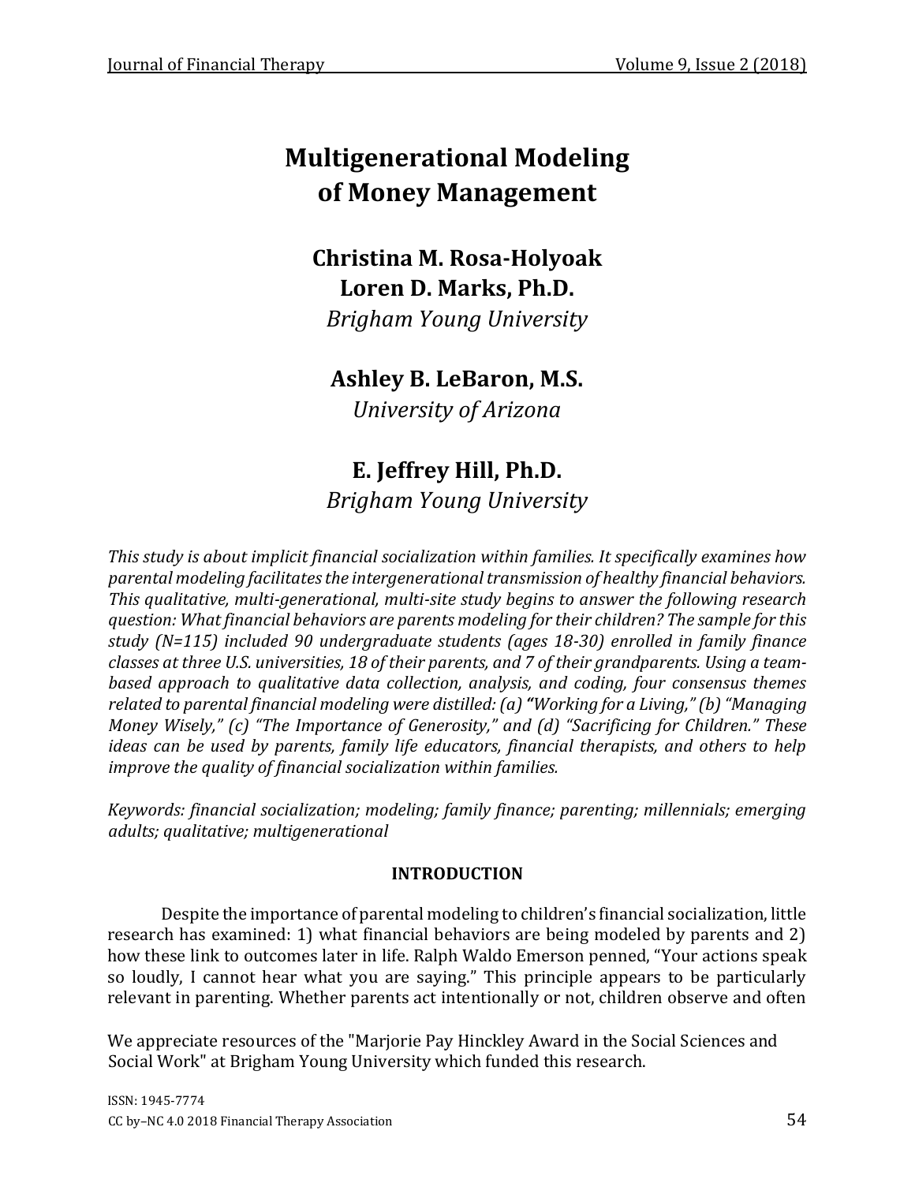# Multigenerational Modeling of Money Management

**Christina M. Rosa-Holyoak**
**Loren D. Marks, Ph.D.**
*Brigham Young University*

**Ashley B. LeBaron, M.S.**
*University of Arizona*

**E. Jeffrey Hill, Ph.D.**
*Brigham Young University*

*This study is about implicit financial socialization within families. It specifically examines how parental modeling facilitates the intergenerational transmission of healthy financial behaviors. This qualitative, multi-generational, multi-site study begins to answer the following research question: What financial behaviors are parents modeling for their children? The sample for this study (N=115) included 90 undergraduate students (ages 18-30) enrolled in family finance classes at three U.S. universities, 18 of their parents, and 7 of their grandparents. Using a team-based approach to qualitative data collection, analysis, and coding, four consensus themes related to parental financial modeling were distilled: (a) "Working for a Living," (b) "Managing Money Wisely," (c) "The Importance of Generosity," and (d) "Sacrificing for Children." These ideas can be used by parents, family life educators, financial therapists, and others to help improve the quality of financial socialization within families.*

*Keywords: financial socialization; modeling; family finance; parenting; millennials; emerging adults; qualitative; multigenerational*

## INTRODUCTION

Despite the importance of parental modeling to children's financial socialization, little research has examined: 1) what financial behaviors are being modeled by parents and 2) how these link to outcomes later in life. Ralph Waldo Emerson penned, "Your actions speak so loudly, I cannot hear what you are saying." This principle appears to be particularly relevant in parenting. Whether parents act intentionally or not, children observe and often

We appreciate resources of the "Marjorie Pay Hinckley Award in the Social Sciences and Social Work" at Brigham Young University which funded this research.

ISSN: 1945-7774
CC by–NC 4.0 2018 Financial Therapy Association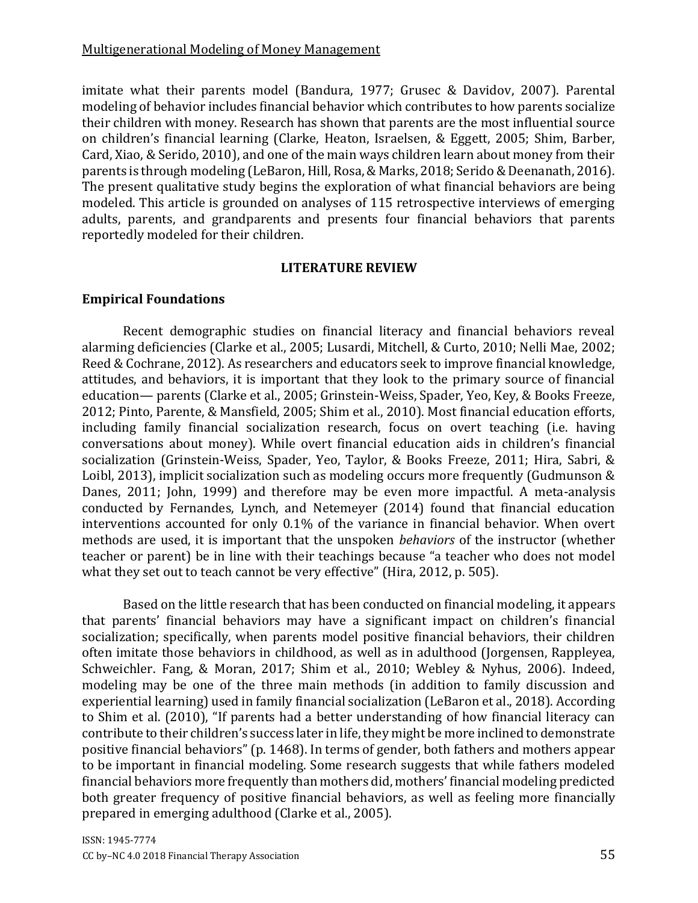imitate what their parents model (Bandura, 1977; Grusec & Davidov, 2007). Parental modeling of behavior includes financial behavior which contributes to how parents socialize their children with money. Research has shown that parents are the most influential source on children's financial learning (Clarke, Heaton, Israelsen, & Eggett, 2005; Shim, Barber, Card, Xiao, & Serido, 2010), and one of the main ways children learn about money from their parents is through modeling (LeBaron, Hill, Rosa, & Marks, 2018; Serido & Deenanath, 2016). The present qualitative study begins the exploration of what financial behaviors are being modeled. This article is grounded on analyses of 115 retrospective interviews of emerging adults, parents, and grandparents and presents four financial behaviors that parents reportedly modeled for their children.

## LITERATURE REVIEW

### Empirical Foundations

Recent demographic studies on financial literacy and financial behaviors reveal alarming deficiencies (Clarke et al., 2005; Lusardi, Mitchell, & Curto, 2010; Nelli Mae, 2002; Reed & Cochrane, 2012). As researchers and educators seek to improve financial knowledge, attitudes, and behaviors, it is important that they look to the primary source of financial education— parents (Clarke et al., 2005; Grinstein-Weiss, Spader, Yeo, Key, & Books Freeze, 2012; Pinto, Parente, & Mansfield, 2005; Shim et al., 2010). Most financial education efforts, including family financial socialization research, focus on overt teaching (i.e. having conversations about money). While overt financial education aids in children's financial socialization (Grinstein-Weiss, Spader, Yeo, Taylor, & Books Freeze, 2011; Hira, Sabri, & Loibl, 2013), implicit socialization such as modeling occurs more frequently (Gudmunson & Danes, 2011; John, 1999) and therefore may be even more impactful. A meta-analysis conducted by Fernandes, Lynch, and Netemeyer (2014) found that financial education interventions accounted for only 0.1% of the variance in financial behavior. When overt methods are used, it is important that the unspoken *behaviors* of the instructor (whether teacher or parent) be in line with their teachings because "a teacher who does not model what they set out to teach cannot be very effective" (Hira, 2012, p. 505).

Based on the little research that has been conducted on financial modeling, it appears that parents' financial behaviors may have a significant impact on children's financial socialization; specifically, when parents model positive financial behaviors, their children often imitate those behaviors in childhood, as well as in adulthood (Jorgensen, Rappleyea, Schweichler. Fang, & Moran, 2017; Shim et al., 2010; Webley & Nyhus, 2006). Indeed, modeling may be one of the three main methods (in addition to family discussion and experiential learning) used in family financial socialization (LeBaron et al., 2018). According to Shim et al. (2010), "If parents had a better understanding of how financial literacy can contribute to their children's success later in life, they might be more inclined to demonstrate positive financial behaviors" (p. 1468). In terms of gender, both fathers and mothers appear to be important in financial modeling. Some research suggests that while fathers modeled financial behaviors more frequently than mothers did, mothers' financial modeling predicted both greater frequency of positive financial behaviors, as well as feeling more financially prepared in emerging adulthood (Clarke et al., 2005).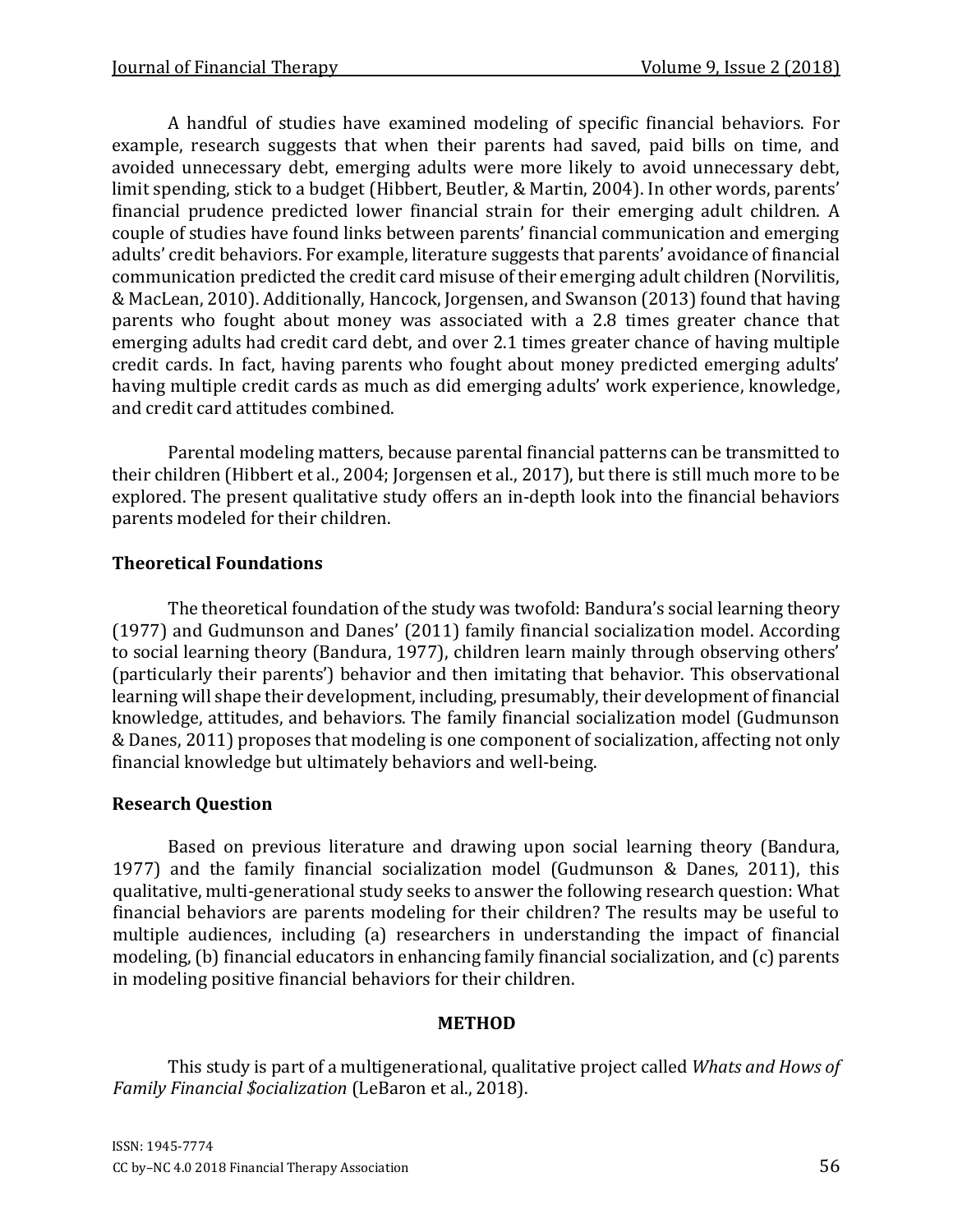A handful of studies have examined modeling of specific financial behaviors. For example, research suggests that when their parents had saved, paid bills on time, and avoided unnecessary debt, emerging adults were more likely to avoid unnecessary debt, limit spending, stick to a budget (Hibbert, Beutler, & Martin, 2004). In other words, parents' financial prudence predicted lower financial strain for their emerging adult children. A couple of studies have found links between parents' financial communication and emerging adults' credit behaviors. For example, literature suggests that parents' avoidance of financial communication predicted the credit card misuse of their emerging adult children (Norvilitis, & MacLean, 2010). Additionally, Hancock, Jorgensen, and Swanson (2013) found that having parents who fought about money was associated with a 2.8 times greater chance that emerging adults had credit card debt, and over 2.1 times greater chance of having multiple credit cards. In fact, having parents who fought about money predicted emerging adults' having multiple credit cards as much as did emerging adults' work experience, knowledge, and credit card attitudes combined.

Parental modeling matters, because parental financial patterns can be transmitted to their children (Hibbert et al., 2004; Jorgensen et al., 2017), but there is still much more to be explored. The present qualitative study offers an in-depth look into the financial behaviors parents modeled for their children.

### Theoretical Foundations

The theoretical foundation of the study was twofold: Bandura's social learning theory (1977) and Gudmunson and Danes' (2011) family financial socialization model. According to social learning theory (Bandura, 1977), children learn mainly through observing others' (particularly their parents') behavior and then imitating that behavior. This observational learning will shape their development, including, presumably, their development of financial knowledge, attitudes, and behaviors. The family financial socialization model (Gudmunson & Danes, 2011) proposes that modeling is one component of socialization, affecting not only financial knowledge but ultimately behaviors and well-being.

### Research Question

Based on previous literature and drawing upon social learning theory (Bandura, 1977) and the family financial socialization model (Gudmunson & Danes, 2011), this qualitative, multi-generational study seeks to answer the following research question: What financial behaviors are parents modeling for their children? The results may be useful to multiple audiences, including (a) researchers in understanding the impact of financial modeling, (b) financial educators in enhancing family financial socialization, and (c) parents in modeling positive financial behaviors for their children.

## METHOD

This study is part of a multigenerational, qualitative project called *Whats and Hows of Family Financial $ocialization* (LeBaron et al., 2018).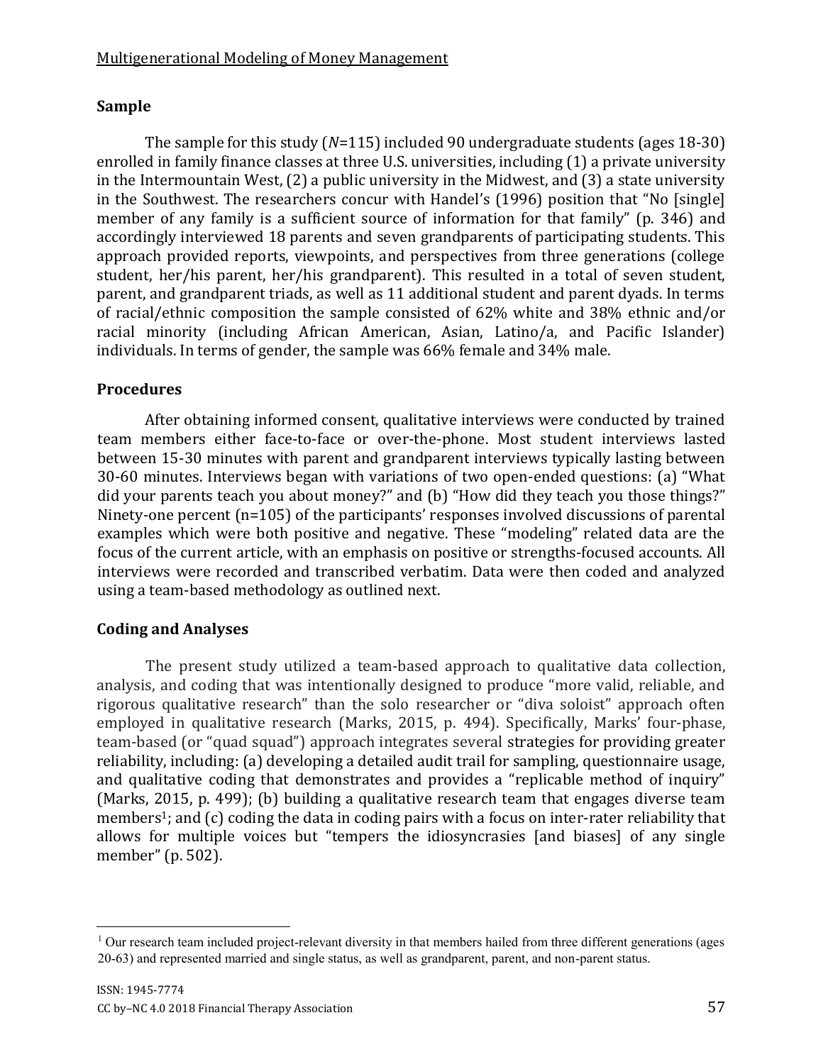## Sample

The sample for this study (*N*=115) included 90 undergraduate students (ages 18-30) enrolled in family finance classes at three U.S. universities, including (1) a private university in the Intermountain West, (2) a public university in the Midwest, and (3) a state university in the Southwest. The researchers concur with Handel's (1996) position that "No [single] member of any family is a sufficient source of information for that family" (p. 346) and accordingly interviewed 18 parents and seven grandparents of participating students. This approach provided reports, viewpoints, and perspectives from three generations (college student, her/his parent, her/his grandparent). This resulted in a total of seven student, parent, and grandparent triads, as well as 11 additional student and parent dyads. In terms of racial/ethnic composition the sample consisted of 62% white and 38% ethnic and/or racial minority (including African American, Asian, Latino/a, and Pacific Islander) individuals. In terms of gender, the sample was 66% female and 34% male.

## Procedures

After obtaining informed consent, qualitative interviews were conducted by trained team members either face-to-face or over-the-phone. Most student interviews lasted between 15-30 minutes with parent and grandparent interviews typically lasting between 30-60 minutes. Interviews began with variations of two open-ended questions: (a) "What did your parents teach you about money?" and (b) "How did they teach you those things?" Ninety-one percent (n=105) of the participants' responses involved discussions of parental examples which were both positive and negative. These "modeling" related data are the focus of the current article, with an emphasis on positive or strengths-focused accounts. All interviews were recorded and transcribed verbatim. Data were then coded and analyzed using a team-based methodology as outlined next.

## Coding and Analyses

The present study utilized a team-based approach to qualitative data collection, analysis, and coding that was intentionally designed to produce "more valid, reliable, and rigorous qualitative research" than the solo researcher or "diva soloist" approach often employed in qualitative research (Marks, 2015, p. 494). Specifically, Marks' four-phase, team-based (or "quad squad") approach integrates several strategies for providing greater reliability, including: (a) developing a detailed audit trail for sampling, questionnaire usage, and qualitative coding that demonstrates and provides a "replicable method of inquiry" (Marks, 2015, p. 499); (b) building a qualitative research team that engages diverse team members[1]; and (c) coding the data in coding pairs with a focus on inter-rater reliability that allows for multiple voices but "tempers the idiosyncrasies [and biases] of any single member" (p. 502).

---

[1] Our research team included project-relevant diversity in that members hailed from three different generations (ages 20-63) and represented married and single status, as well as grandparent, parent, and non-parent status.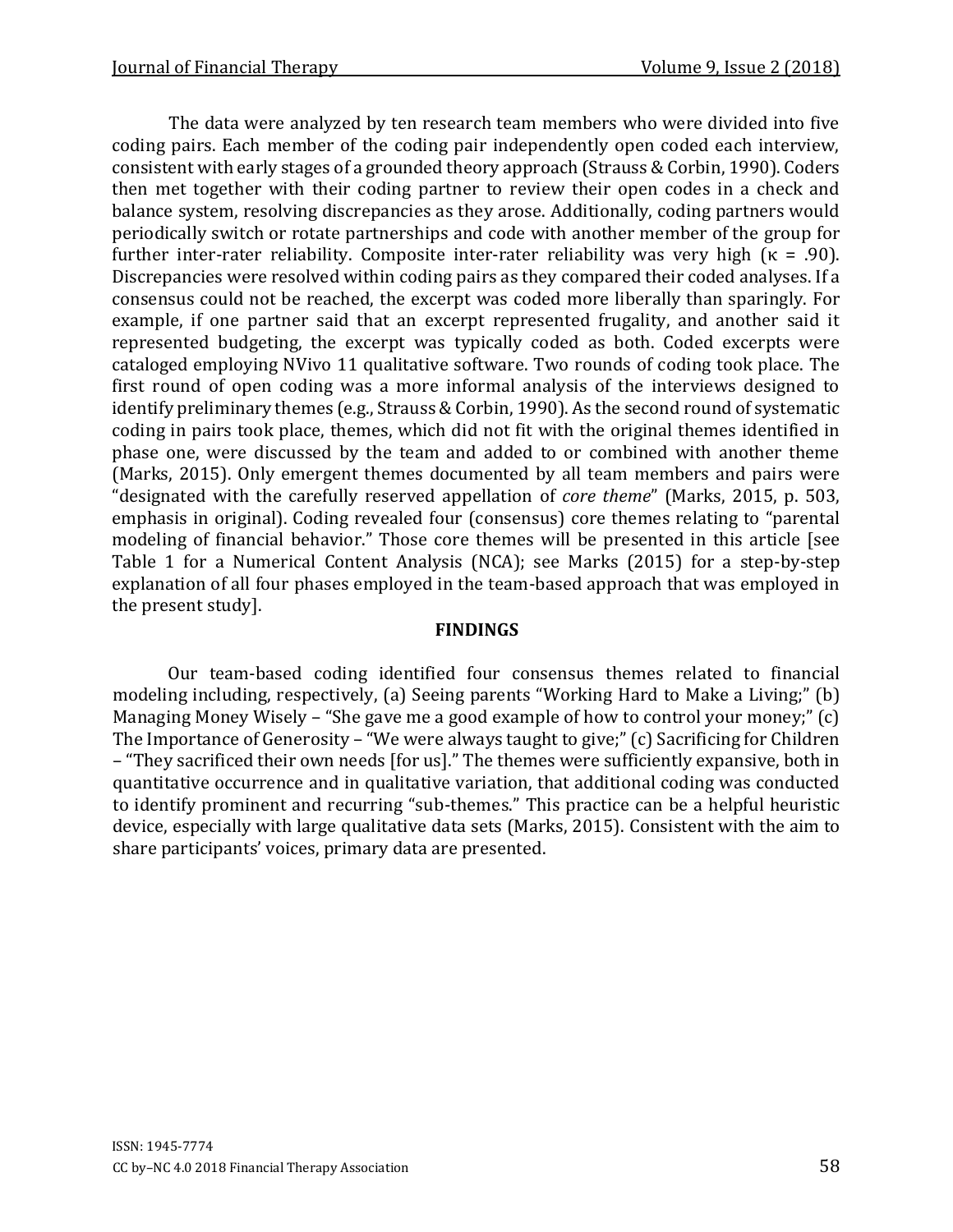The data were analyzed by ten research team members who were divided into five coding pairs. Each member of the coding pair independently open coded each interview, consistent with early stages of a grounded theory approach (Strauss & Corbin, 1990). Coders then met together with their coding partner to review their open codes in a check and balance system, resolving discrepancies as they arose. Additionally, coding partners would periodically switch or rotate partnerships and code with another member of the group for further inter-rater reliability. Composite inter-rater reliability was very high (κ = .90). Discrepancies were resolved within coding pairs as they compared their coded analyses. If a consensus could not be reached, the excerpt was coded more liberally than sparingly. For example, if one partner said that an excerpt represented frugality, and another said it represented budgeting, the excerpt was typically coded as both. Coded excerpts were cataloged employing NVivo 11 qualitative software. Two rounds of coding took place. The first round of open coding was a more informal analysis of the interviews designed to identify preliminary themes (e.g., Strauss & Corbin, 1990). As the second round of systematic coding in pairs took place, themes, which did not fit with the original themes identified in phase one, were discussed by the team and added to or combined with another theme (Marks, 2015). Only emergent themes documented by all team members and pairs were "designated with the carefully reserved appellation of *core theme*" (Marks, 2015, p. 503, emphasis in original). Coding revealed four (consensus) core themes relating to "parental modeling of financial behavior." Those core themes will be presented in this article [see Table 1 for a Numerical Content Analysis (NCA); see Marks (2015) for a step-by-step explanation of all four phases employed in the team-based approach that was employed in the present study].

## FINDINGS

Our team-based coding identified four consensus themes related to financial modeling including, respectively, (a) Seeing parents "Working Hard to Make a Living;" (b) Managing Money Wisely – "She gave me a good example of how to control your money;" (c) The Importance of Generosity – "We were always taught to give;" (c) Sacrificing for Children – "They sacrificed their own needs [for us]." The themes were sufficiently expansive, both in quantitative occurrence and in qualitative variation, that additional coding was conducted to identify prominent and recurring "sub-themes." This practice can be a helpful heuristic device, especially with large qualitative data sets (Marks, 2015). Consistent with the aim to share participants' voices, primary data are presented.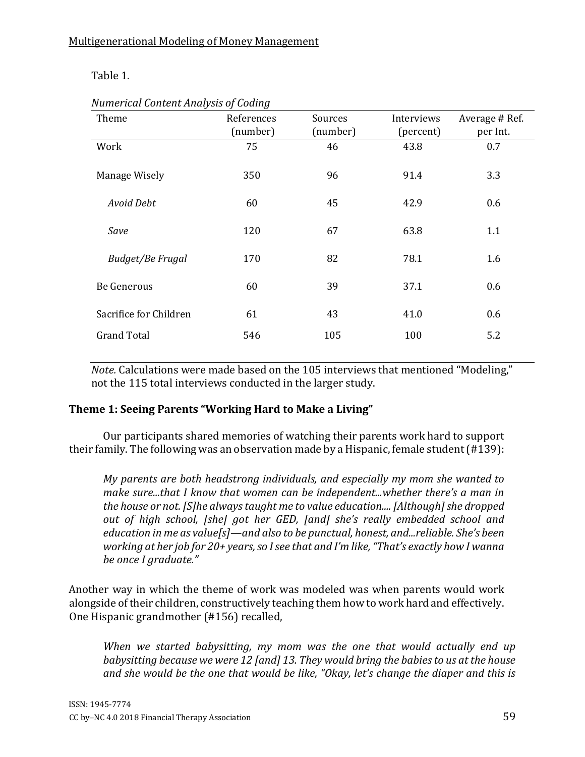Table 1.

*Numerical Content Analysis of Coding*

| Theme | References (number) | Sources (number) | Interviews (percent) | Average # Ref. per Int. |
|---|---|---|---|---|
| Work | 75 | 46 | 43.8 | 0.7 |
| Manage Wisely | 350 | 96 | 91.4 | 3.3 |
| *Avoid Debt* | 60 | 45 | 42.9 | 0.6 |
| *Save* | 120 | 67 | 63.8 | 1.1 |
| *Budget/Be Frugal* | 170 | 82 | 78.1 | 1.6 |
| Be Generous | 60 | 39 | 37.1 | 0.6 |
| Sacrifice for Children | 61 | 43 | 41.0 | 0.6 |
| Grand Total | 546 | 105 | 100 | 5.2 |

*Note.* Calculations were made based on the 105 interviews that mentioned "Modeling," not the 115 total interviews conducted in the larger study.

### Theme 1: Seeing Parents "Working Hard to Make a Living"

Our participants shared memories of watching their parents work hard to support their family. The following was an observation made by a Hispanic, female student (#139):

> *My parents are both headstrong individuals, and especially my mom she wanted to make sure...that I know that women can be independent...whether there's a man in the house or not. [S]he always taught me to value education.... [Although] she dropped out of high school, [she] got her GED, [and] she's really embedded school and education in me as value[s]—and also to be punctual, honest, and...reliable. She's been working at her job for 20+ years, so I see that and I'm like, "That's exactly how I wanna be once I graduate."*

Another way in which the theme of work was modeled was when parents would work alongside of their children, constructively teaching them how to work hard and effectively. One Hispanic grandmother (#156) recalled,

> *When we started babysitting, my mom was the one that would actually end up babysitting because we were 12 [and] 13. They would bring the babies to us at the house and she would be the one that would be like, "Okay, let's change the diaper and this is*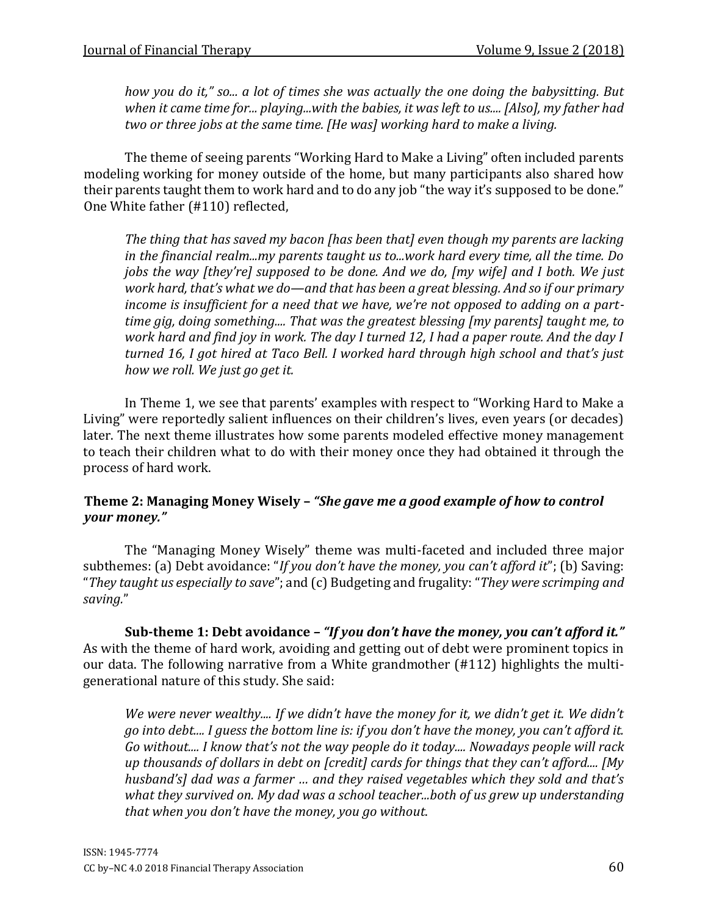*how you do it," so... a lot of times she was actually the one doing the babysitting. But when it came time for... playing...with the babies, it was left to us.... [Also], my father had two or three jobs at the same time. [He was] working hard to make a living.*

The theme of seeing parents "Working Hard to Make a Living" often included parents modeling working for money outside of the home, but many participants also shared how their parents taught them to work hard and to do any job "the way it's supposed to be done." One White father (#110) reflected,

*The thing that has saved my bacon [has been that] even though my parents are lacking in the financial realm...my parents taught us to...work hard every time, all the time. Do jobs the way [they're] supposed to be done. And we do, [my wife] and I both. We just work hard, that's what we do—and that has been a great blessing. And so if our primary income is insufficient for a need that we have, we're not opposed to adding on a part-time gig, doing something.... That was the greatest blessing [my parents] taught me, to work hard and find joy in work. The day I turned 12, I had a paper route. And the day I turned 16, I got hired at Taco Bell. I worked hard through high school and that's just how we roll. We just go get it.*

In Theme 1, we see that parents' examples with respect to "Working Hard to Make a Living" were reportedly salient influences on their children's lives, even years (or decades) later. The next theme illustrates how some parents modeled effective money management to teach their children what to do with their money once they had obtained it through the process of hard work.

### Theme 2: Managing Money Wisely – *"She gave me a good example of how to control your money."*

The "Managing Money Wisely" theme was multi-faceted and included three major subthemes: (a) Debt avoidance: "*If you don't have the money, you can't afford it*"; (b) Saving: "*They taught us especially to save*"; and (c) Budgeting and frugality: "*They were scrimping and saving.*"

**Sub-theme 1: Debt avoidance – *"If you don't have the money, you can't afford it."*** As with the theme of hard work, avoiding and getting out of debt were prominent topics in our data. The following narrative from a White grandmother (#112) highlights the multi-generational nature of this study. She said:

*We were never wealthy.... If we didn't have the money for it, we didn't get it. We didn't go into debt.... I guess the bottom line is: if you don't have the money, you can't afford it. Go without.... I know that's not the way people do it today.... Nowadays people will rack up thousands of dollars in debt on [credit] cards for things that they can't afford.... [My husband's] dad was a farmer … and they raised vegetables which they sold and that's what they survived on. My dad was a school teacher...both of us grew up understanding that when you don't have the money, you go without.*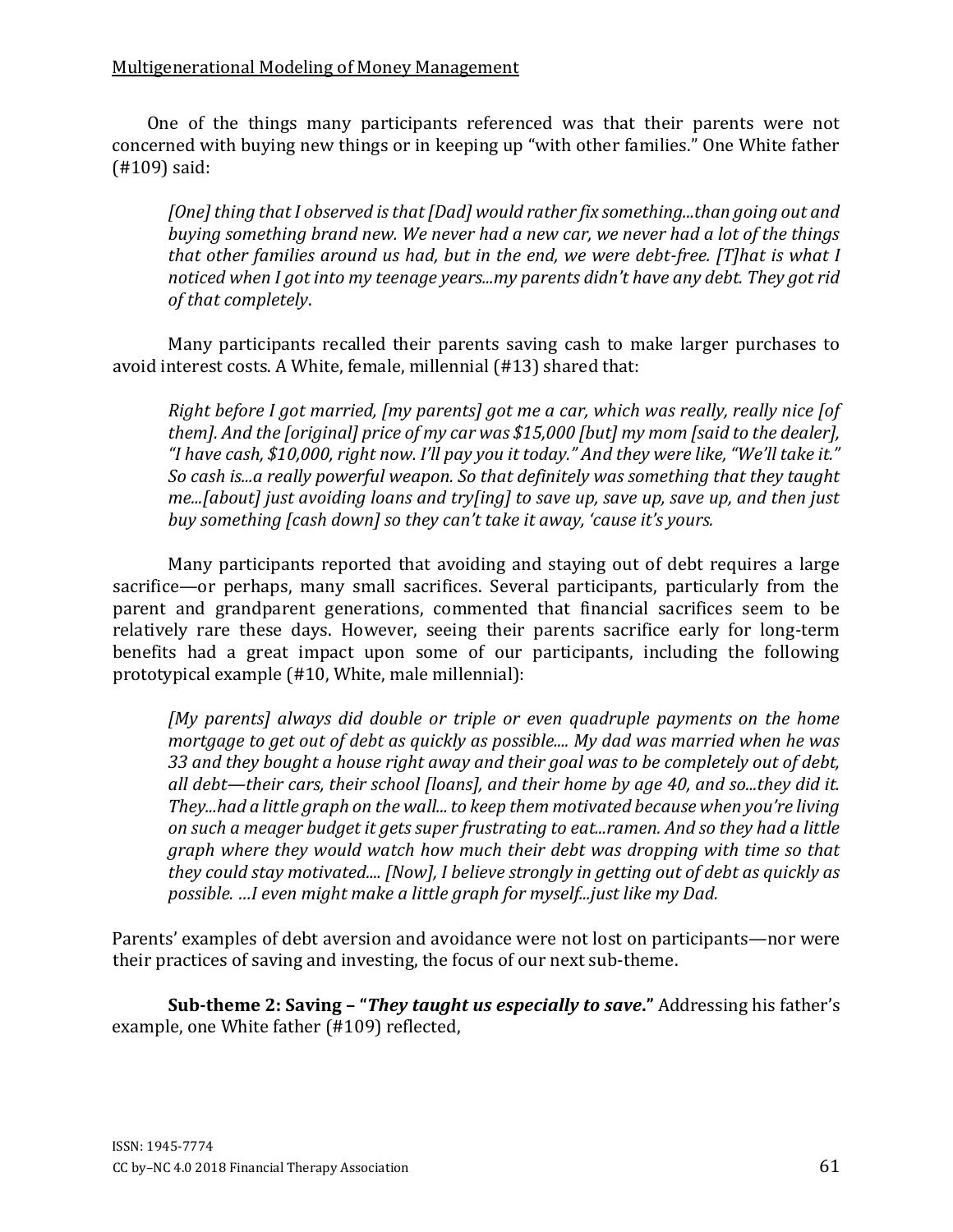One of the things many participants referenced was that their parents were not concerned with buying new things or in keeping up "with other families." One White father (#109) said:

> *[One] thing that I observed is that [Dad] would rather fix something...than going out and buying something brand new. We never had a new car, we never had a lot of the things that other families around us had, but in the end, we were debt-free. [T]hat is what I noticed when I got into my teenage years...my parents didn't have any debt. They got rid of that completely*.

Many participants recalled their parents saving cash to make larger purchases to avoid interest costs. A White, female, millennial (#13) shared that:

> *Right before I got married, [my parents] got me a car, which was really, really nice [of them]. And the [original] price of my car was $15,000 [but] my mom [said to the dealer], "I have cash, $10,000, right now. I'll pay you it today." And they were like, "We'll take it." So cash is...a really powerful weapon. So that definitely was something that they taught me...[about] just avoiding loans and try[ing] to save up, save up, save up, and then just buy something [cash down] so they can't take it away, 'cause it's yours.*

Many participants reported that avoiding and staying out of debt requires a large sacrifice—or perhaps, many small sacrifices. Several participants, particularly from the parent and grandparent generations, commented that financial sacrifices seem to be relatively rare these days. However, seeing their parents sacrifice early for long-term benefits had a great impact upon some of our participants, including the following prototypical example (#10, White, male millennial):

> *[My parents] always did double or triple or even quadruple payments on the home mortgage to get out of debt as quickly as possible.... My dad was married when he was 33 and they bought a house right away and their goal was to be completely out of debt, all debt—their cars, their school [loans], and their home by age 40, and so...they did it. They...had a little graph on the wall... to keep them motivated because when you're living on such a meager budget it gets super frustrating to eat...ramen. And so they had a little graph where they would watch how much their debt was dropping with time so that they could stay motivated.... [Now], I believe strongly in getting out of debt as quickly as possible. …I even might make a little graph for myself...just like my Dad.*

Parents' examples of debt aversion and avoidance were not lost on participants—nor were their practices of saving and investing, the focus of our next sub-theme.

**Sub-theme 2: Saving – "*They taught us especially to save*."** Addressing his father's example, one White father (#109) reflected,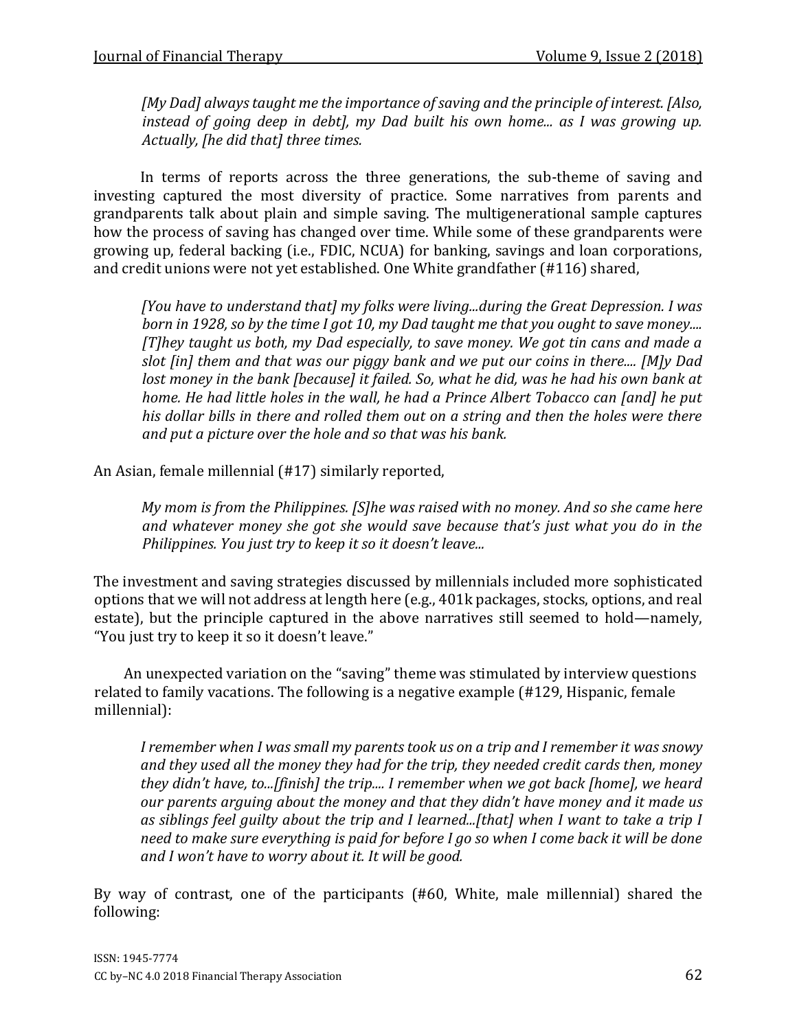*[My Dad] always taught me the importance of saving and the principle of interest. [Also, instead of going deep in debt], my Dad built his own home... as I was growing up. Actually, [he did that] three times.*

In terms of reports across the three generations, the sub-theme of saving and investing captured the most diversity of practice. Some narratives from parents and grandparents talk about plain and simple saving. The multigenerational sample captures how the process of saving has changed over time. While some of these grandparents were growing up, federal backing (i.e., FDIC, NCUA) for banking, savings and loan corporations, and credit unions were not yet established. One White grandfather (#116) shared,

*[You have to understand that] my folks were living...during the Great Depression. I was born in 1928, so by the time I got 10, my Dad taught me that you ought to save money.... [T]hey taught us both, my Dad especially, to save money. We got tin cans and made a slot [in] them and that was our piggy bank and we put our coins in there.... [M]y Dad lost money in the bank [because] it failed. So, what he did, was he had his own bank at home. He had little holes in the wall, he had a Prince Albert Tobacco can [and] he put his dollar bills in there and rolled them out on a string and then the holes were there and put a picture over the hole and so that was his bank.*

An Asian, female millennial (#17) similarly reported,

*My mom is from the Philippines. [S]he was raised with no money. And so she came here and whatever money she got she would save because that's just what you do in the Philippines. You just try to keep it so it doesn't leave...*

The investment and saving strategies discussed by millennials included more sophisticated options that we will not address at length here (e.g., 401k packages, stocks, options, and real estate), but the principle captured in the above narratives still seemed to hold—namely, "You just try to keep it so it doesn't leave."

An unexpected variation on the "saving" theme was stimulated by interview questions related to family vacations. The following is a negative example (#129, Hispanic, female millennial):

*I remember when I was small my parents took us on a trip and I remember it was snowy and they used all the money they had for the trip, they needed credit cards then, money they didn't have, to...[finish] the trip.... I remember when we got back [home], we heard our parents arguing about the money and that they didn't have money and it made us as siblings feel guilty about the trip and I learned...[that] when I want to take a trip I need to make sure everything is paid for before I go so when I come back it will be done and I won't have to worry about it. It will be good.*

By way of contrast, one of the participants (#60, White, male millennial) shared the following: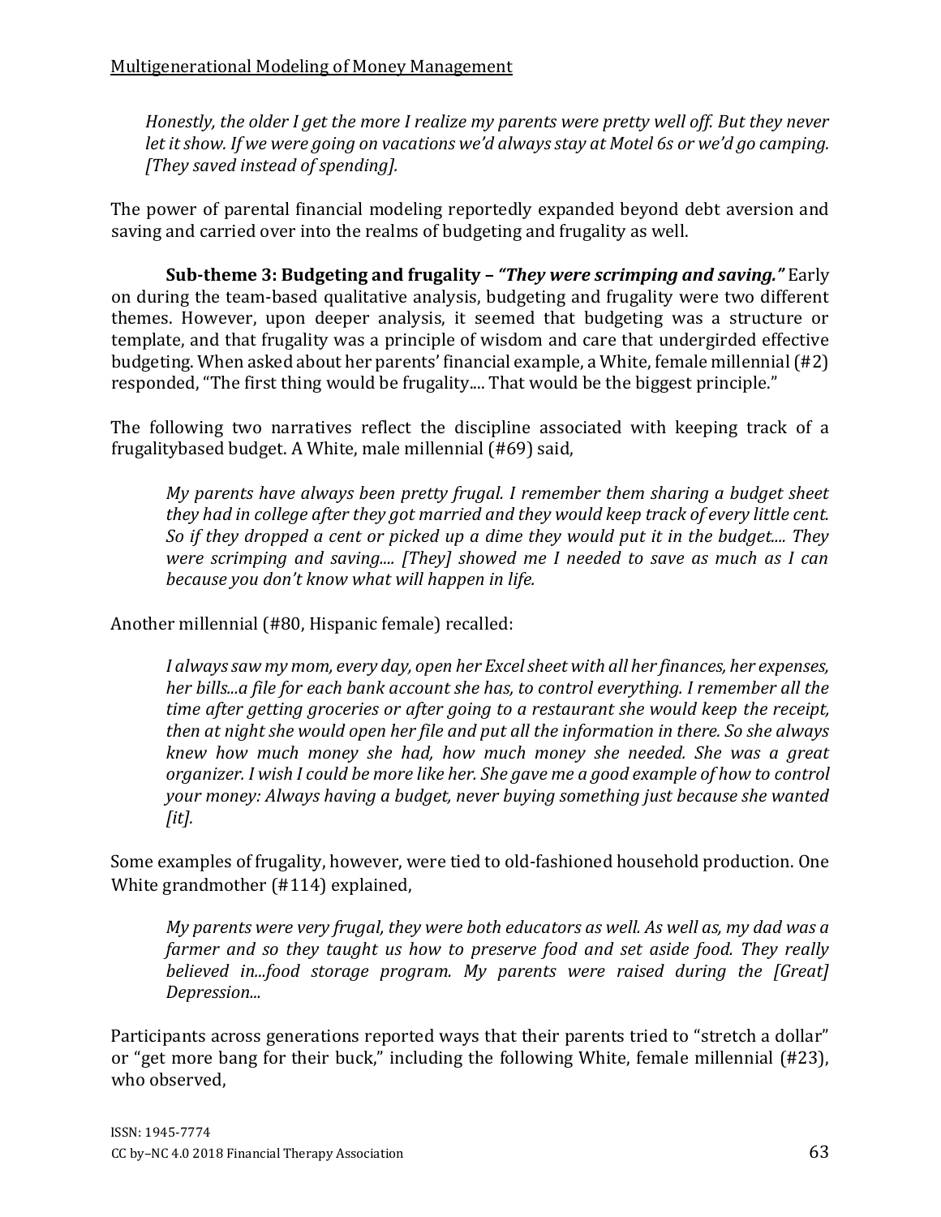> *Honestly, the older I get the more I realize my parents were pretty well off. But they never let it show. If we were going on vacations we'd always stay at Motel 6s or we'd go camping. [They saved instead of spending].*

The power of parental financial modeling reportedly expanded beyond debt aversion and saving and carried over into the realms of budgeting and frugality as well.

**Sub-theme 3: Budgeting and frugality – *"They were scrimping and saving."*** Early on during the team-based qualitative analysis, budgeting and frugality were two different themes. However, upon deeper analysis, it seemed that budgeting was a structure or template, and that frugality was a principle of wisdom and care that undergirded effective budgeting. When asked about her parents' financial example, a White, female millennial (#2) responded, "The first thing would be frugality.... That would be the biggest principle."

The following two narratives reflect the discipline associated with keeping track of a frugalitybased budget. A White, male millennial (#69) said,

> *My parents have always been pretty frugal. I remember them sharing a budget sheet they had in college after they got married and they would keep track of every little cent. So if they dropped a cent or picked up a dime they would put it in the budget.... They were scrimping and saving.... [They] showed me I needed to save as much as I can because you don't know what will happen in life.*

Another millennial (#80, Hispanic female) recalled:

> *I always saw my mom, every day, open her Excel sheet with all her finances, her expenses, her bills...a file for each bank account she has, to control everything. I remember all the time after getting groceries or after going to a restaurant she would keep the receipt, then at night she would open her file and put all the information in there. So she always knew how much money she had, how much money she needed. She was a great organizer. I wish I could be more like her. She gave me a good example of how to control your money: Always having a budget, never buying something just because she wanted [it].*

Some examples of frugality, however, were tied to old-fashioned household production. One White grandmother (#114) explained,

> *My parents were very frugal, they were both educators as well. As well as, my dad was a farmer and so they taught us how to preserve food and set aside food. They really believed in...food storage program. My parents were raised during the [Great] Depression...*

Participants across generations reported ways that their parents tried to "stretch a dollar" or "get more bang for their buck," including the following White, female millennial (#23), who observed,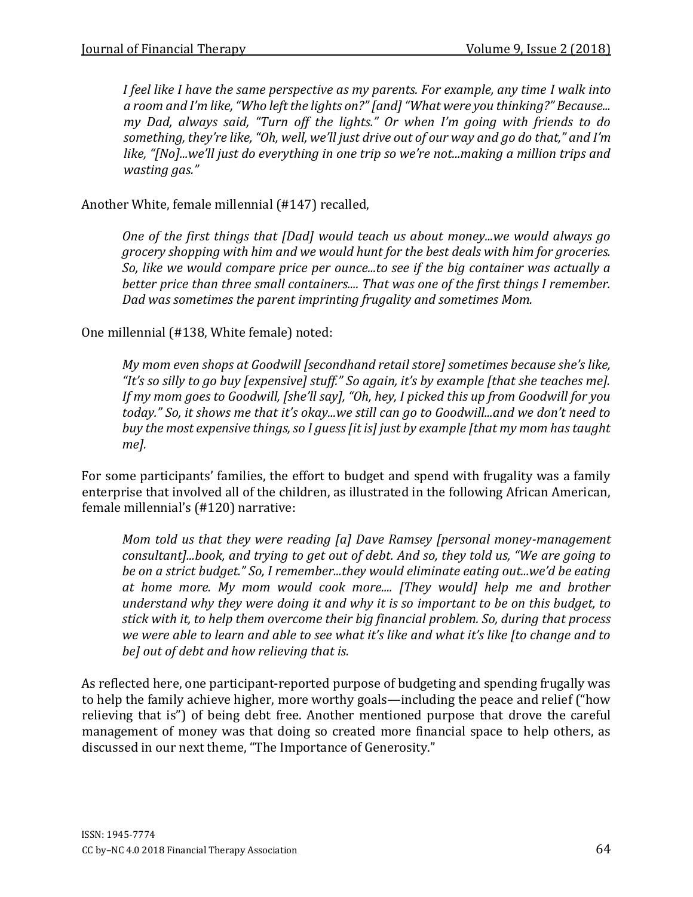*I feel like I have the same perspective as my parents. For example, any time I walk into a room and I'm like, "Who left the lights on?" [and] "What were you thinking?" Because... my Dad, always said, "Turn off the lights." Or when I'm going with friends to do something, they're like, "Oh, well, we'll just drive out of our way and go do that," and I'm like, "[No]...we'll just do everything in one trip so we're not...making a million trips and wasting gas."*

Another White, female millennial (#147) recalled,

*One of the first things that [Dad] would teach us about money...we would always go grocery shopping with him and we would hunt for the best deals with him for groceries. So, like we would compare price per ounce...to see if the big container was actually a better price than three small containers.... That was one of the first things I remember. Dad was sometimes the parent imprinting frugality and sometimes Mom.*

One millennial (#138, White female) noted:

*My mom even shops at Goodwill [secondhand retail store] sometimes because she's like, "It's so silly to go buy [expensive] stuff." So again, it's by example [that she teaches me]. If my mom goes to Goodwill, [she'll say], "Oh, hey, I picked this up from Goodwill for you today." So, it shows me that it's okay...we still can go to Goodwill...and we don't need to buy the most expensive things, so I guess [it is] just by example [that my mom has taught me].*

For some participants' families, the effort to budget and spend with frugality was a family enterprise that involved all of the children, as illustrated in the following African American, female millennial's (#120) narrative:

*Mom told us that they were reading [a] Dave Ramsey [personal money-management consultant]...book, and trying to get out of debt. And so, they told us, "We are going to be on a strict budget." So, I remember...they would eliminate eating out...we'd be eating at home more. My mom would cook more.... [They would] help me and brother understand why they were doing it and why it is so important to be on this budget, to stick with it, to help them overcome their big financial problem. So, during that process we were able to learn and able to see what it's like and what it's like [to change and to be] out of debt and how relieving that is.*

As reflected here, one participant-reported purpose of budgeting and spending frugally was to help the family achieve higher, more worthy goals—including the peace and relief ("how relieving that is") of being debt free. Another mentioned purpose that drove the careful management of money was that doing so created more financial space to help others, as discussed in our next theme, "The Importance of Generosity."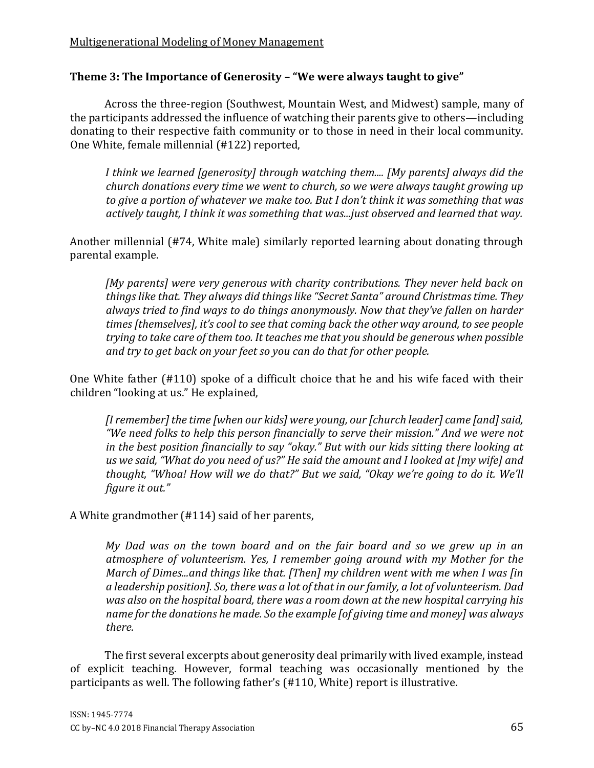**Theme 3: The Importance of Generosity – "We were always taught to give"**

Across the three-region (Southwest, Mountain West, and Midwest) sample, many of the participants addressed the influence of watching their parents give to others—including donating to their respective faith community or to those in need in their local community. One White, female millennial (#122) reported,

> *I think we learned [generosity] through watching them.... [My parents] always did the church donations every time we went to church, so we were always taught growing up to give a portion of whatever we make too. But I don't think it was something that was actively taught, I think it was something that was...just observed and learned that way.*

Another millennial (#74, White male) similarly reported learning about donating through parental example.

> *[My parents] were very generous with charity contributions. They never held back on things like that. They always did things like "Secret Santa" around Christmas time. They always tried to find ways to do things anonymously. Now that they've fallen on harder times [themselves], it's cool to see that coming back the other way around, to see people trying to take care of them too. It teaches me that you should be generous when possible and try to get back on your feet so you can do that for other people.*

One White father (#110) spoke of a difficult choice that he and his wife faced with their children "looking at us." He explained,

> *[I remember] the time [when our kids] were young, our [church leader] came [and] said, "We need folks to help this person financially to serve their mission." And we were not in the best position financially to say "okay." But with our kids sitting there looking at us we said, "What do you need of us?" He said the amount and I looked at [my wife] and thought, "Whoa! How will we do that?" But we said, "Okay we're going to do it. We'll figure it out."*

A White grandmother (#114) said of her parents,

> *My Dad was on the town board and on the fair board and so we grew up in an atmosphere of volunteerism. Yes, I remember going around with my Mother for the March of Dimes...and things like that. [Then] my children went with me when I was [in a leadership position]. So, there was a lot of that in our family, a lot of volunteerism. Dad was also on the hospital board, there was a room down at the new hospital carrying his name for the donations he made. So the example [of giving time and money] was always there.*

The first several excerpts about generosity deal primarily with lived example, instead of explicit teaching. However, formal teaching was occasionally mentioned by the participants as well. The following father's (#110, White) report is illustrative.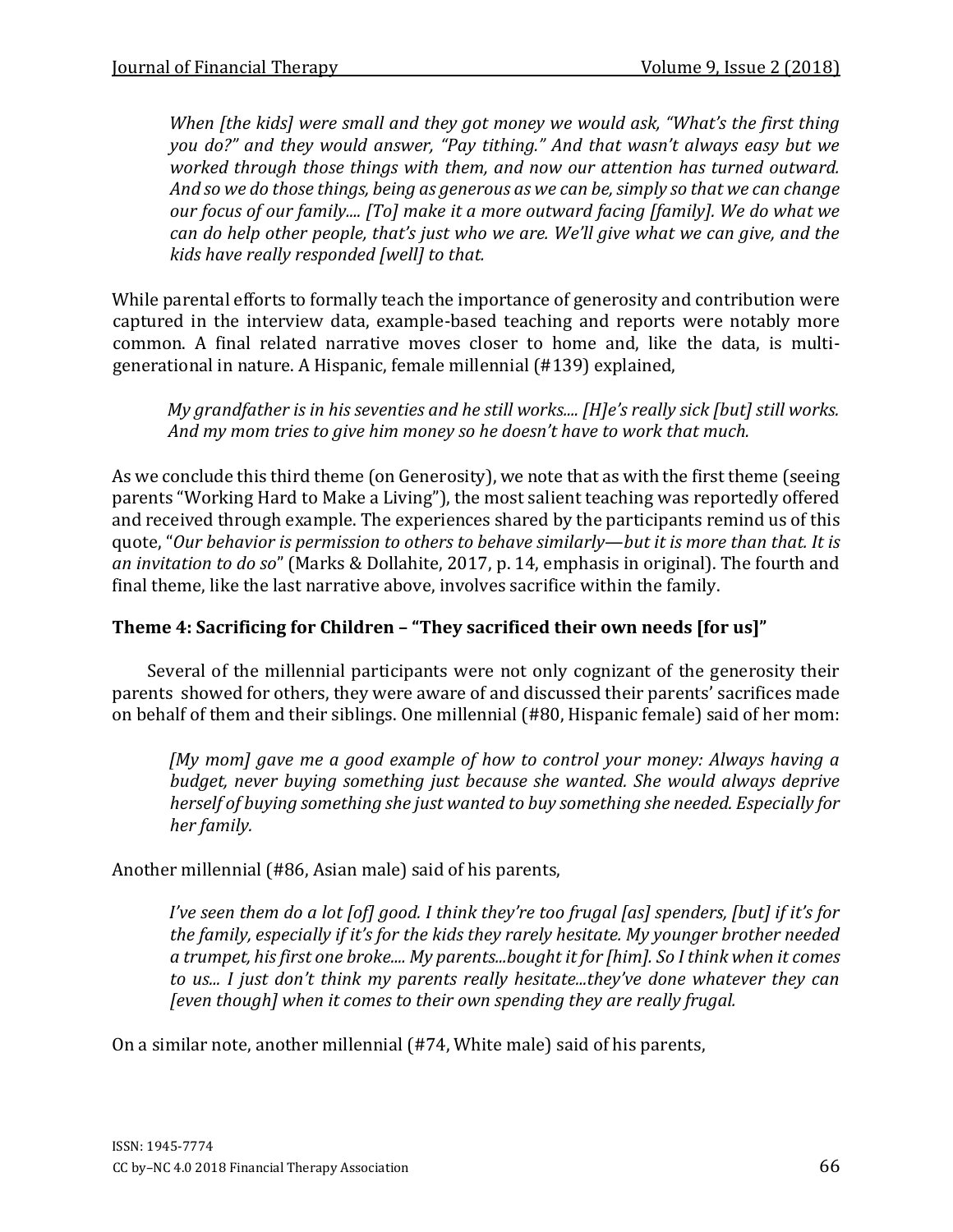> *When [the kids] were small and they got money we would ask, "What's the first thing you do?" and they would answer, "Pay tithing." And that wasn't always easy but we worked through those things with them, and now our attention has turned outward. And so we do those things, being as generous as we can be, simply so that we can change our focus of our family.... [To] make it a more outward facing [family]. We do what we can do help other people, that's just who we are. We'll give what we can give, and the kids have really responded [well] to that.*

While parental efforts to formally teach the importance of generosity and contribution were captured in the interview data, example-based teaching and reports were notably more common. A final related narrative moves closer to home and, like the data, is multi-generational in nature. A Hispanic, female millennial (#139) explained,

> *My grandfather is in his seventies and he still works.... [H]e's really sick [but] still works. And my mom tries to give him money so he doesn't have to work that much.*

As we conclude this third theme (on Generosity), we note that as with the first theme (seeing parents "Working Hard to Make a Living"), the most salient teaching was reportedly offered and received through example. The experiences shared by the participants remind us of this quote, "*Our behavior is permission to others to behave similarly—but it is more than that. It is an invitation to do so*" (Marks & Dollahite, 2017, p. 14, emphasis in original). The fourth and final theme, like the last narrative above, involves sacrifice within the family.

### Theme 4: Sacrificing for Children – "They sacrificed their own needs [for us]"

Several of the millennial participants were not only cognizant of the generosity their parents showed for others, they were aware of and discussed their parents' sacrifices made on behalf of them and their siblings. One millennial (#80, Hispanic female) said of her mom:

> *[My mom] gave me a good example of how to control your money: Always having a budget, never buying something just because she wanted. She would always deprive herself of buying something she just wanted to buy something she needed. Especially for her family.*

Another millennial (#86, Asian male) said of his parents,

> *I've seen them do a lot [of] good. I think they're too frugal [as] spenders, [but] if it's for the family, especially if it's for the kids they rarely hesitate. My younger brother needed a trumpet, his first one broke.... My parents...bought it for [him]. So I think when it comes to us... I just don't think my parents really hesitate...they've done whatever they can [even though] when it comes to their own spending they are really frugal.*

On a similar note, another millennial (#74, White male) said of his parents,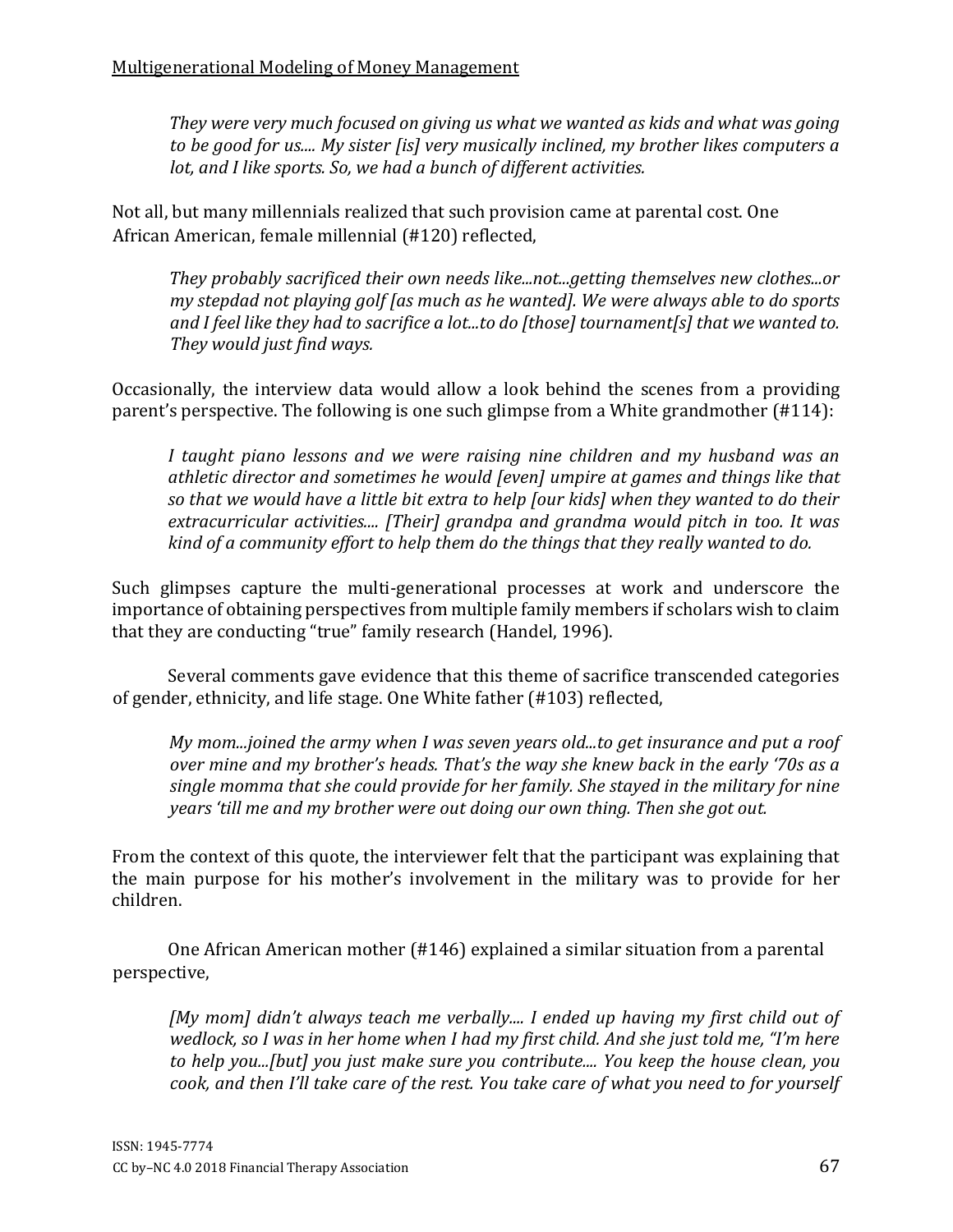*They were very much focused on giving us what we wanted as kids and what was going to be good for us.... My sister [is] very musically inclined, my brother likes computers a lot, and I like sports. So, we had a bunch of different activities.*

Not all, but many millennials realized that such provision came at parental cost. One African American, female millennial (#120) reflected,

*They probably sacrificed their own needs like...not...getting themselves new clothes...or my stepdad not playing golf [as much as he wanted]. We were always able to do sports and I feel like they had to sacrifice a lot...to do [those] tournament[s] that we wanted to. They would just find ways.*

Occasionally, the interview data would allow a look behind the scenes from a providing parent's perspective. The following is one such glimpse from a White grandmother (#114):

*I taught piano lessons and we were raising nine children and my husband was an athletic director and sometimes he would [even] umpire at games and things like that so that we would have a little bit extra to help [our kids] when they wanted to do their extracurricular activities.... [Their] grandpa and grandma would pitch in too. It was kind of a community effort to help them do the things that they really wanted to do.*

Such glimpses capture the multi-generational processes at work and underscore the importance of obtaining perspectives from multiple family members if scholars wish to claim that they are conducting "true" family research (Handel, 1996).

Several comments gave evidence that this theme of sacrifice transcended categories of gender, ethnicity, and life stage. One White father (#103) reflected,

*My mom...joined the army when I was seven years old...to get insurance and put a roof over mine and my brother's heads. That's the way she knew back in the early '70s as a single momma that she could provide for her family. She stayed in the military for nine years 'till me and my brother were out doing our own thing. Then she got out.*

From the context of this quote, the interviewer felt that the participant was explaining that the main purpose for his mother's involvement in the military was to provide for her children.

One African American mother (#146) explained a similar situation from a parental perspective,

*[My mom] didn't always teach me verbally.... I ended up having my first child out of wedlock, so I was in her home when I had my first child. And she just told me, "I'm here to help you...[but] you just make sure you contribute.... You keep the house clean, you cook, and then I'll take care of the rest. You take care of what you need to for yourself*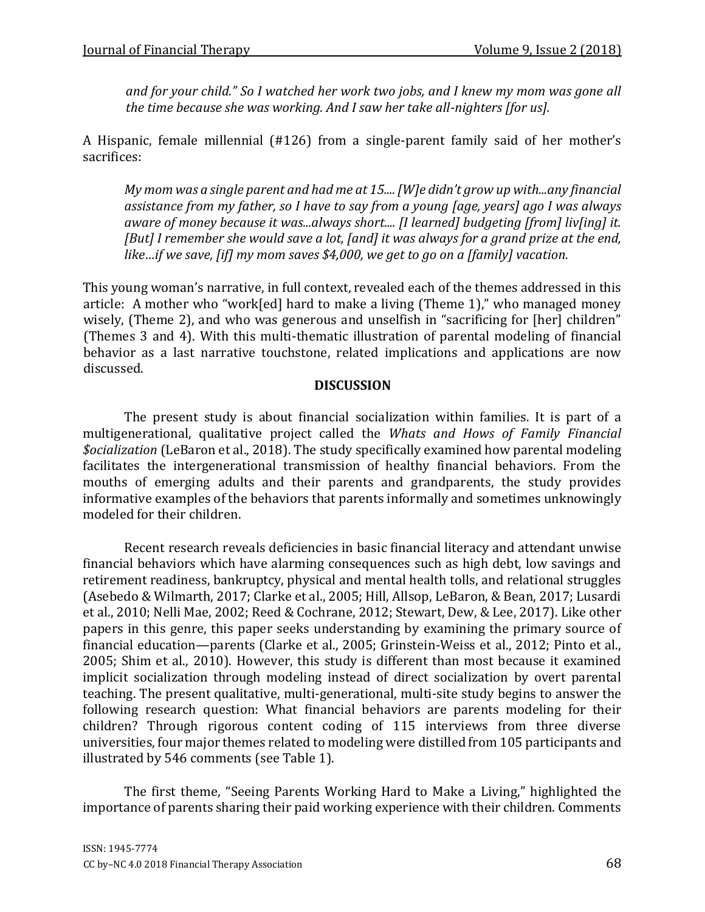*and for your child." So I watched her work two jobs, and I knew my mom was gone all the time because she was working. And I saw her take all-nighters [for us].*

A Hispanic, female millennial (#126) from a single-parent family said of her mother's sacrifices:

> *My mom was a single parent and had me at 15.... [W]e didn't grow up with...any financial assistance from my father, so I have to say from a young [age, years] ago I was always aware of money because it was...always short.... [I learned] budgeting [from] liv[ing] it. [But] I remember she would save a lot, [and] it was always for a grand prize at the end, like…if we save, [if] my mom saves $4,000, we get to go on a [family] vacation.*

This young woman's narrative, in full context, revealed each of the themes addressed in this article: A mother who "work[ed] hard to make a living (Theme 1)," who managed money wisely, (Theme 2), and who was generous and unselfish in "sacrificing for [her] children" (Themes 3 and 4). With this multi-thematic illustration of parental modeling of financial behavior as a last narrative touchstone, related implications and applications are now discussed.

## DISCUSSION

The present study is about financial socialization within families. It is part of a multigenerational, qualitative project called the *Whats and Hows of Family Financial $ocialization* (LeBaron et al., 2018). The study specifically examined how parental modeling facilitates the intergenerational transmission of healthy financial behaviors. From the mouths of emerging adults and their parents and grandparents, the study provides informative examples of the behaviors that parents informally and sometimes unknowingly modeled for their children.

Recent research reveals deficiencies in basic financial literacy and attendant unwise financial behaviors which have alarming consequences such as high debt, low savings and retirement readiness, bankruptcy, physical and mental health tolls, and relational struggles (Asebedo & Wilmarth, 2017; Clarke et al., 2005; Hill, Allsop, LeBaron, & Bean, 2017; Lusardi et al., 2010; Nelli Mae, 2002; Reed & Cochrane, 2012; Stewart, Dew, & Lee, 2017). Like other papers in this genre, this paper seeks understanding by examining the primary source of financial education—parents (Clarke et al., 2005; Grinstein-Weiss et al., 2012; Pinto et al., 2005; Shim et al., 2010). However, this study is different than most because it examined implicit socialization through modeling instead of direct socialization by overt parental teaching. The present qualitative, multi-generational, multi-site study begins to answer the following research question: What financial behaviors are parents modeling for their children? Through rigorous content coding of 115 interviews from three diverse universities, four major themes related to modeling were distilled from 105 participants and illustrated by 546 comments (see Table 1).

The first theme, "Seeing Parents Working Hard to Make a Living," highlighted the importance of parents sharing their paid working experience with their children. Comments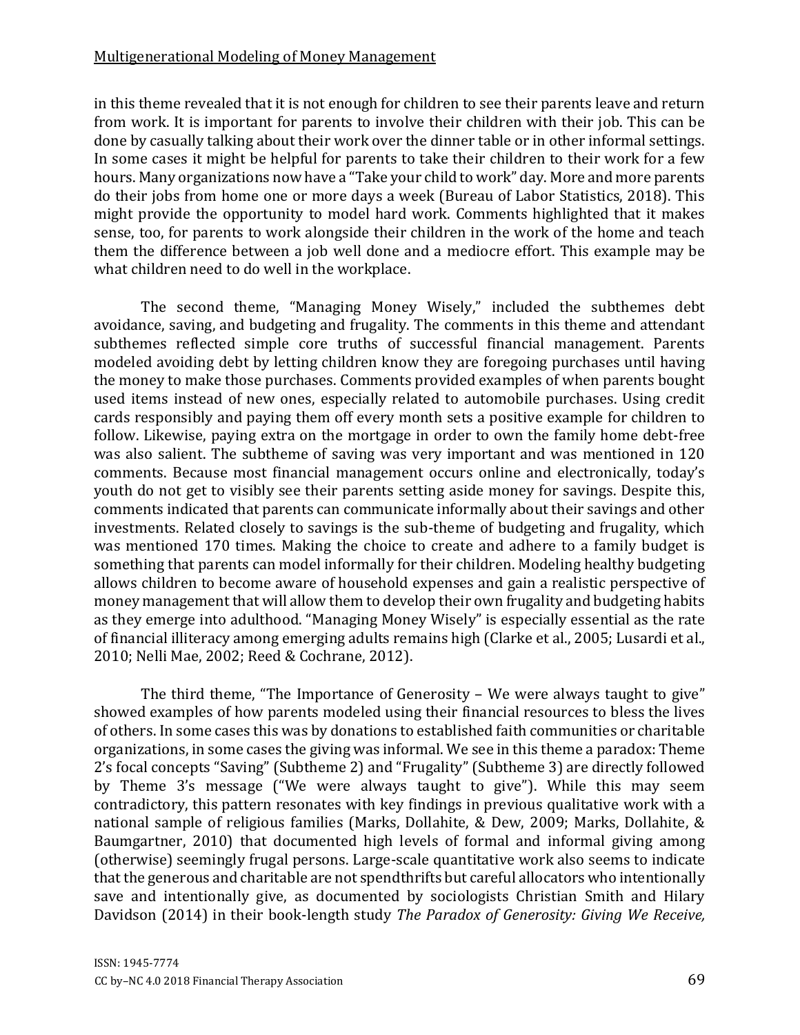in this theme revealed that it is not enough for children to see their parents leave and return from work. It is important for parents to involve their children with their job. This can be done by casually talking about their work over the dinner table or in other informal settings. In some cases it might be helpful for parents to take their children to their work for a few hours. Many organizations now have a "Take your child to work" day. More and more parents do their jobs from home one or more days a week (Bureau of Labor Statistics, 2018). This might provide the opportunity to model hard work. Comments highlighted that it makes sense, too, for parents to work alongside their children in the work of the home and teach them the difference between a job well done and a mediocre effort. This example may be what children need to do well in the workplace.

The second theme, "Managing Money Wisely," included the subthemes debt avoidance, saving, and budgeting and frugality. The comments in this theme and attendant subthemes reflected simple core truths of successful financial management. Parents modeled avoiding debt by letting children know they are foregoing purchases until having the money to make those purchases. Comments provided examples of when parents bought used items instead of new ones, especially related to automobile purchases. Using credit cards responsibly and paying them off every month sets a positive example for children to follow. Likewise, paying extra on the mortgage in order to own the family home debt-free was also salient. The subtheme of saving was very important and was mentioned in 120 comments. Because most financial management occurs online and electronically, today's youth do not get to visibly see their parents setting aside money for savings. Despite this, comments indicated that parents can communicate informally about their savings and other investments. Related closely to savings is the sub-theme of budgeting and frugality, which was mentioned 170 times. Making the choice to create and adhere to a family budget is something that parents can model informally for their children. Modeling healthy budgeting allows children to become aware of household expenses and gain a realistic perspective of money management that will allow them to develop their own frugality and budgeting habits as they emerge into adulthood. "Managing Money Wisely" is especially essential as the rate of financial illiteracy among emerging adults remains high (Clarke et al., 2005; Lusardi et al., 2010; Nelli Mae, 2002; Reed & Cochrane, 2012).

The third theme, "The Importance of Generosity – We were always taught to give" showed examples of how parents modeled using their financial resources to bless the lives of others. In some cases this was by donations to established faith communities or charitable organizations, in some cases the giving was informal. We see in this theme a paradox: Theme 2's focal concepts "Saving" (Subtheme 2) and "Frugality" (Subtheme 3) are directly followed by Theme 3's message ("We were always taught to give"). While this may seem contradictory, this pattern resonates with key findings in previous qualitative work with a national sample of religious families (Marks, Dollahite, & Dew, 2009; Marks, Dollahite, & Baumgartner, 2010) that documented high levels of formal and informal giving among (otherwise) seemingly frugal persons. Large-scale quantitative work also seems to indicate that the generous and charitable are not spendthrifts but careful allocators who intentionally save and intentionally give, as documented by sociologists Christian Smith and Hilary Davidson (2014) in their book-length study *The Paradox of Generosity: Giving We Receive,*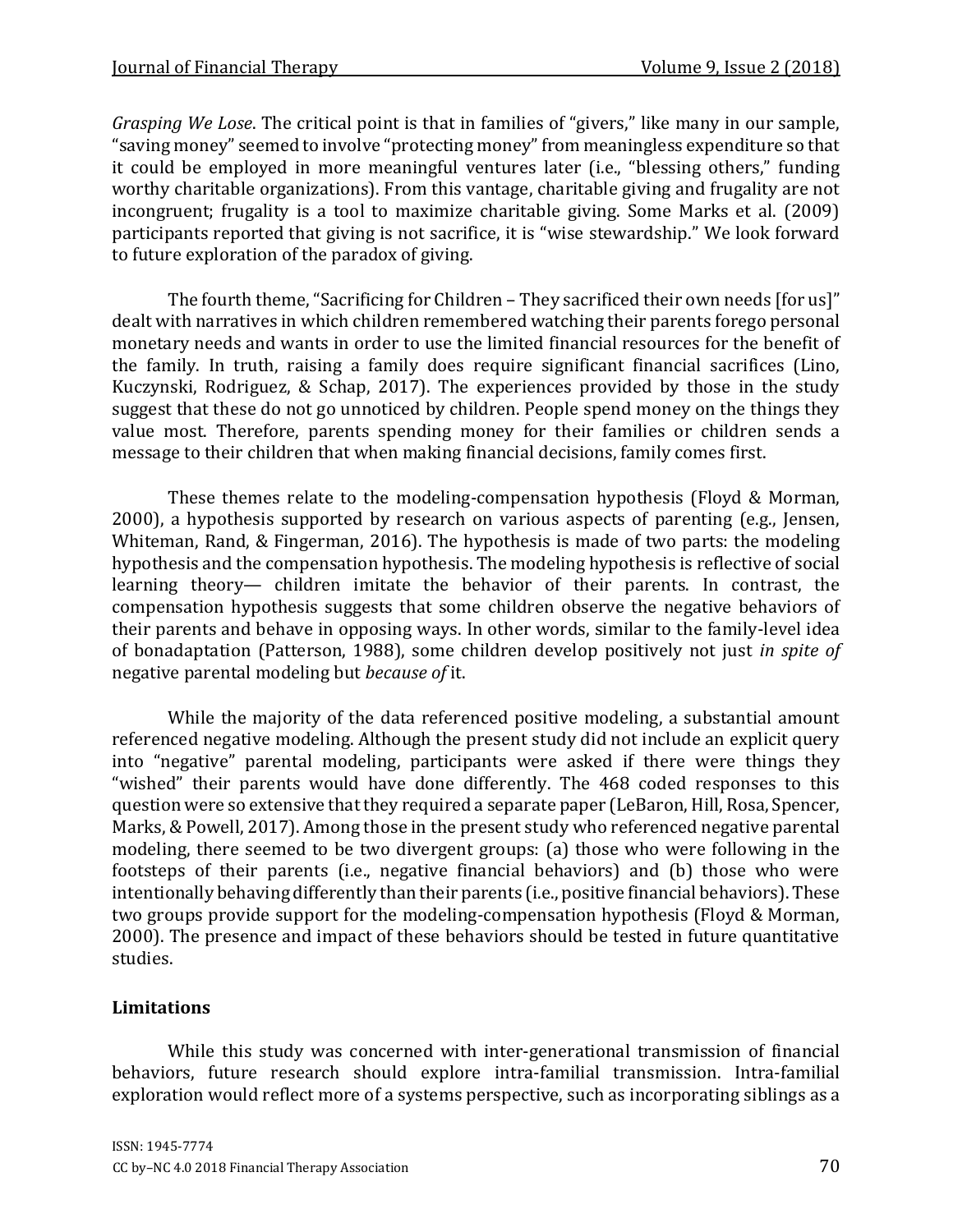*Grasping We Lose*. The critical point is that in families of "givers," like many in our sample, "saving money" seemed to involve "protecting money" from meaningless expenditure so that it could be employed in more meaningful ventures later (i.e., "blessing others," funding worthy charitable organizations). From this vantage, charitable giving and frugality are not incongruent; frugality is a tool to maximize charitable giving. Some Marks et al. (2009) participants reported that giving is not sacrifice, it is "wise stewardship." We look forward to future exploration of the paradox of giving.

The fourth theme, "Sacrificing for Children – They sacrificed their own needs [for us]" dealt with narratives in which children remembered watching their parents forego personal monetary needs and wants in order to use the limited financial resources for the benefit of the family. In truth, raising a family does require significant financial sacrifices (Lino, Kuczynski, Rodriguez, & Schap, 2017). The experiences provided by those in the study suggest that these do not go unnoticed by children. People spend money on the things they value most. Therefore, parents spending money for their families or children sends a message to their children that when making financial decisions, family comes first.

These themes relate to the modeling-compensation hypothesis (Floyd & Morman, 2000), a hypothesis supported by research on various aspects of parenting (e.g., Jensen, Whiteman, Rand, & Fingerman, 2016). The hypothesis is made of two parts: the modeling hypothesis and the compensation hypothesis. The modeling hypothesis is reflective of social learning theory— children imitate the behavior of their parents. In contrast, the compensation hypothesis suggests that some children observe the negative behaviors of their parents and behave in opposing ways. In other words, similar to the family-level idea of bonadaptation (Patterson, 1988), some children develop positively not just *in spite of* negative parental modeling but *because of* it.

While the majority of the data referenced positive modeling, a substantial amount referenced negative modeling. Although the present study did not include an explicit query into "negative" parental modeling, participants were asked if there were things they "wished" their parents would have done differently. The 468 coded responses to this question were so extensive that they required a separate paper (LeBaron, Hill, Rosa, Spencer, Marks, & Powell, 2017). Among those in the present study who referenced negative parental modeling, there seemed to be two divergent groups: (a) those who were following in the footsteps of their parents (i.e., negative financial behaviors) and (b) those who were intentionally behaving differently than their parents (i.e., positive financial behaviors). These two groups provide support for the modeling-compensation hypothesis (Floyd & Morman, 2000). The presence and impact of these behaviors should be tested in future quantitative studies.

## Limitations

While this study was concerned with inter-generational transmission of financial behaviors, future research should explore intra-familial transmission. Intra-familial exploration would reflect more of a systems perspective, such as incorporating siblings as a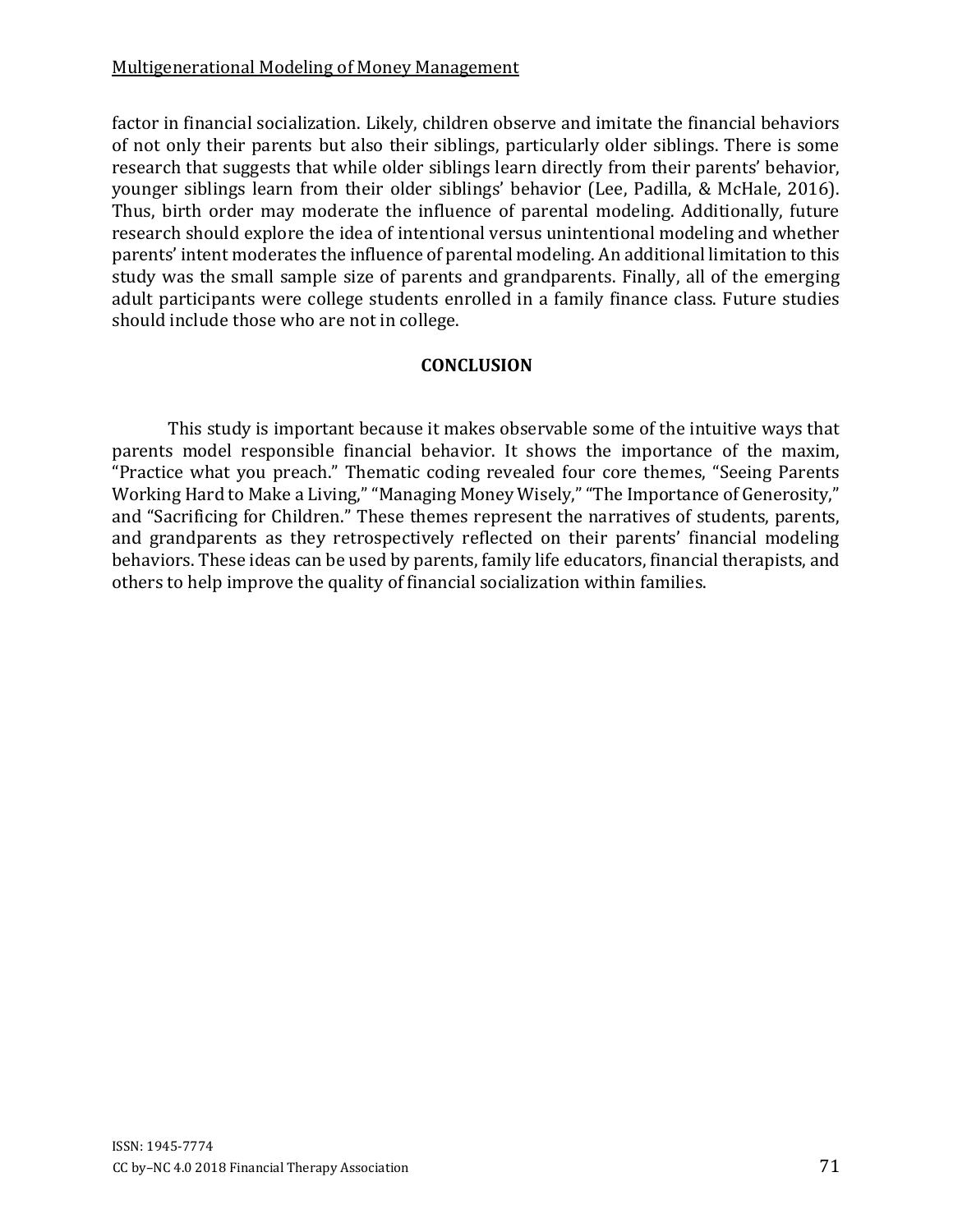factor in financial socialization. Likely, children observe and imitate the financial behaviors of not only their parents but also their siblings, particularly older siblings. There is some research that suggests that while older siblings learn directly from their parents' behavior, younger siblings learn from their older siblings' behavior (Lee, Padilla, & McHale, 2016). Thus, birth order may moderate the influence of parental modeling. Additionally, future research should explore the idea of intentional versus unintentional modeling and whether parents' intent moderates the influence of parental modeling. An additional limitation to this study was the small sample size of parents and grandparents. Finally, all of the emerging adult participants were college students enrolled in a family finance class. Future studies should include those who are not in college.

## CONCLUSION

This study is important because it makes observable some of the intuitive ways that parents model responsible financial behavior. It shows the importance of the maxim, "Practice what you preach." Thematic coding revealed four core themes, "Seeing Parents Working Hard to Make a Living," "Managing Money Wisely," "The Importance of Generosity," and "Sacrificing for Children." These themes represent the narratives of students, parents, and grandparents as they retrospectively reflected on their parents' financial modeling behaviors. These ideas can be used by parents, family life educators, financial therapists, and others to help improve the quality of financial socialization within families.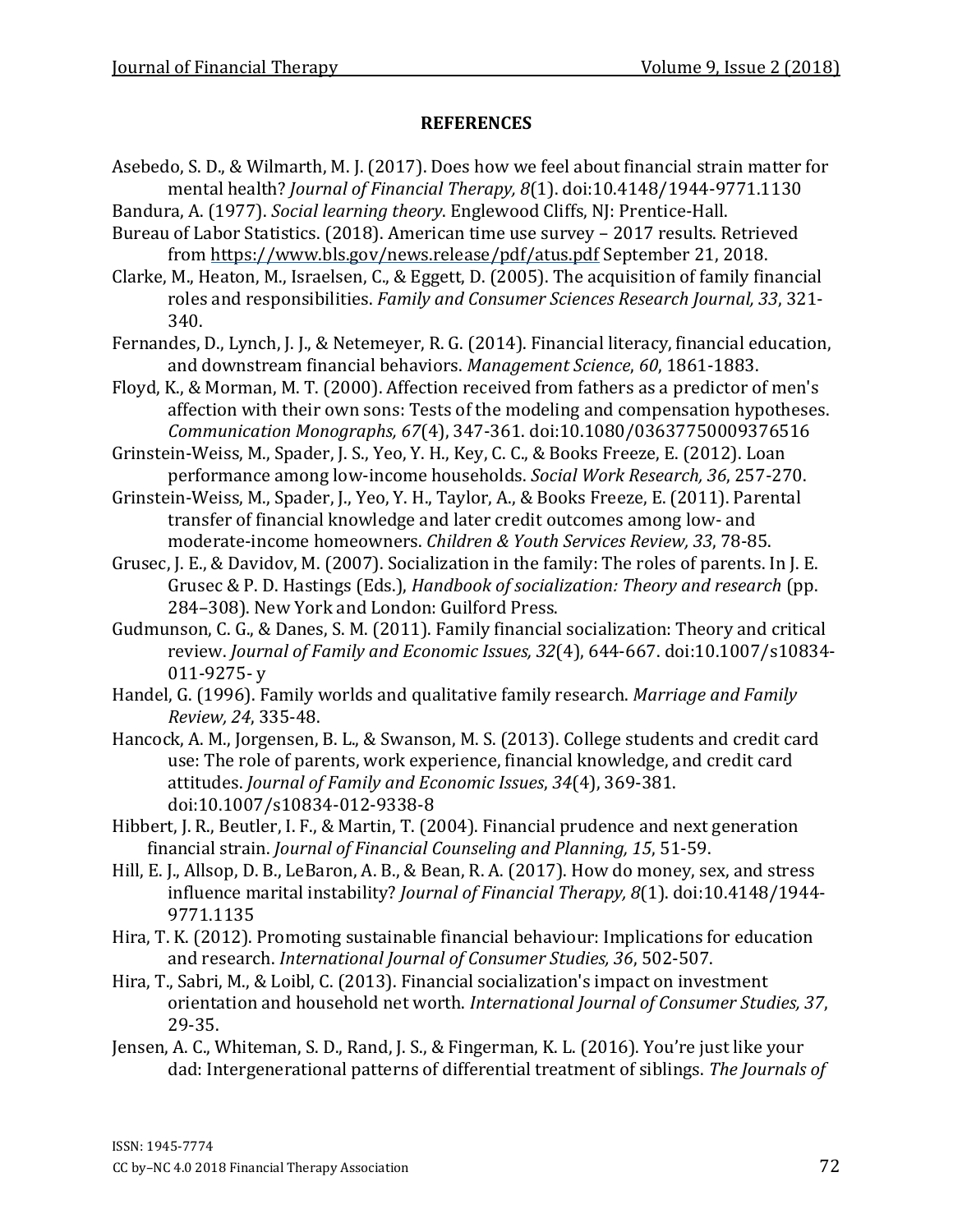## REFERENCES

Asebedo, S. D., & Wilmarth, M. J. (2017). Does how we feel about financial strain matter for mental health? *Journal of Financial Therapy, 8*(1). doi:10.4148/1944-9771.1130

Bandura, A. (1977). *Social learning theory*. Englewood Cliffs, NJ: Prentice-Hall.

Bureau of Labor Statistics. (2018). American time use survey – 2017 results. Retrieved from https://www.bls.gov/news.release/pdf/atus.pdf September 21, 2018.

Clarke, M., Heaton, M., Israelsen, C., & Eggett, D. (2005). The acquisition of family financial roles and responsibilities. *Family and Consumer Sciences Research Journal, 33*, 321-340.

Fernandes, D., Lynch, J. J., & Netemeyer, R. G. (2014). Financial literacy, financial education, and downstream financial behaviors. *Management Science*, *60*, 1861-1883.

Floyd, K., & Morman, M. T. (2000). Affection received from fathers as a predictor of men's affection with their own sons: Tests of the modeling and compensation hypotheses. *Communication Monographs, 67*(4), 347-361. doi:10.1080/03637750009376516

Grinstein-Weiss, M., Spader, J. S., Yeo, Y. H., Key, C. C., & Books Freeze, E. (2012). Loan performance among low-income households. *Social Work Research, 36*, 257-270.

Grinstein-Weiss, M., Spader, J., Yeo, Y. H., Taylor, A., & Books Freeze, E. (2011). Parental transfer of financial knowledge and later credit outcomes among low- and moderate-income homeowners. *Children & Youth Services Review, 33*, 78-85.

Grusec, J. E., & Davidov, M. (2007). Socialization in the family: The roles of parents. In J. E. Grusec & P. D. Hastings (Eds.), *Handbook of socialization: Theory and research* (pp. 284–308). New York and London: Guilford Press.

Gudmunson, C. G., & Danes, S. M. (2011). Family financial socialization: Theory and critical review. *Journal of Family and Economic Issues, 32*(4), 644-667. doi:10.1007/s10834-011-9275- y

Handel, G. (1996). Family worlds and qualitative family research. *Marriage and Family Review, 24*, 335-48.

Hancock, A. M., Jorgensen, B. L., & Swanson, M. S. (2013). College students and credit card use: The role of parents, work experience, financial knowledge, and credit card attitudes. *Journal of Family and Economic Issues*, *34*(4), 369-381. doi:10.1007/s10834-012-9338-8

Hibbert, J. R., Beutler, I. F., & Martin, T. (2004). Financial prudence and next generation financial strain. *Journal of Financial Counseling and Planning, 15*, 51-59.

Hill, E. J., Allsop, D. B., LeBaron, A. B., & Bean, R. A. (2017). How do money, sex, and stress influence marital instability? *Journal of Financial Therapy, 8*(1). doi:10.4148/1944-9771.1135

Hira, T. K. (2012). Promoting sustainable financial behaviour: Implications for education and research. *International Journal of Consumer Studies, 36*, 502-507.

Hira, T., Sabri, M., & Loibl, C. (2013). Financial socialization's impact on investment orientation and household net worth. *International Journal of Consumer Studies, 37*, 29-35.

Jensen, A. C., Whiteman, S. D., Rand, J. S., & Fingerman, K. L. (2016). You're just like your dad: Intergenerational patterns of differential treatment of siblings. *The Journals of*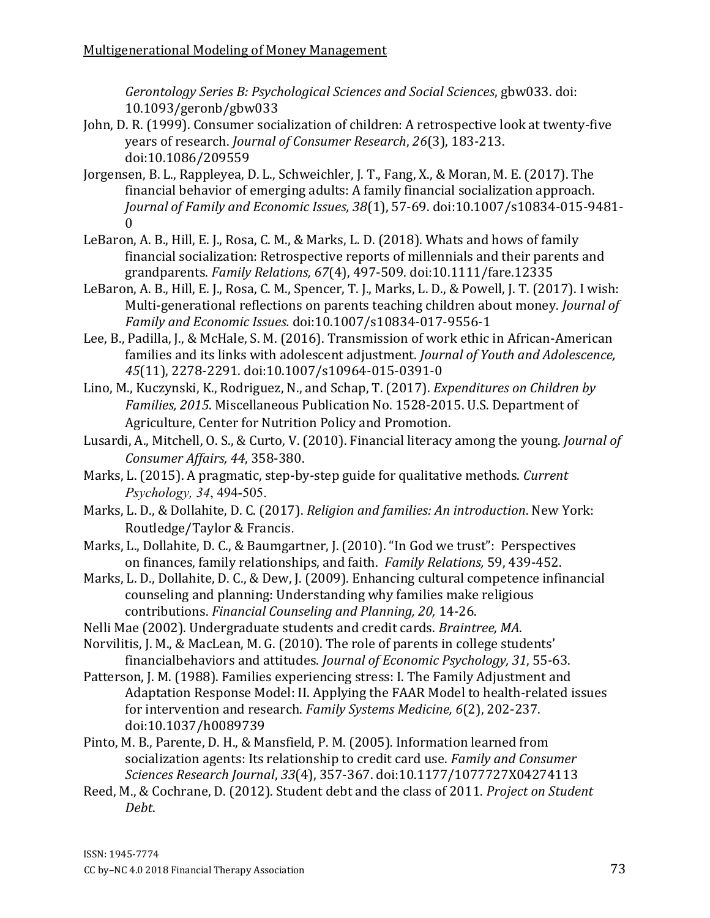*Gerontology Series B: Psychological Sciences and Social Sciences*, gbw033. doi: 10.1093/geronb/gbw033

John, D. R. (1999). Consumer socialization of children: A retrospective look at twenty-five years of research. *Journal of Consumer Research*, *26*(3), 183-213. doi:10.1086/209559

Jorgensen, B. L., Rappleyea, D. L., Schweichler, J. T., Fang, X., & Moran, M. E. (2017). The financial behavior of emerging adults: A family financial socialization approach. *Journal of Family and Economic Issues, 38*(1), 57-69. doi:10.1007/s10834-015-9481-0

LeBaron, A. B., Hill, E. J., Rosa, C. M., & Marks, L. D. (2018). Whats and hows of family financial socialization: Retrospective reports of millennials and their parents and grandparents. *Family Relations, 67*(4), 497-509. doi:10.1111/fare.12335

LeBaron, A. B., Hill, E. J., Rosa, C. M., Spencer, T. J., Marks, L. D., & Powell, J. T. (2017). I wish: Multi-generational reflections on parents teaching children about money. *Journal of Family and Economic Issues.* doi:10.1007/s10834-017-9556-1

Lee, B., Padilla, J., & McHale, S. M. (2016). Transmission of work ethic in African-American families and its links with adolescent adjustment. *Journal of Youth and Adolescence, 45*(11), 2278-2291. doi:10.1007/s10964-015-0391-0

Lino, M., Kuczynski, K., Rodriguez, N., and Schap, T. (2017). *Expenditures on Children by Families, 2015*. Miscellaneous Publication No. 1528-2015. U.S. Department of Agriculture, Center for Nutrition Policy and Promotion.

Lusardi, A., Mitchell, O. S., & Curto, V. (2010). Financial literacy among the young. *Journal of Consumer Affairs, 44*, 358-380.

Marks, L. (2015). A pragmatic, step-by-step guide for qualitative methods. *Current Psychology, 34*, 494-505.

Marks, L. D., & Dollahite, D. C. (2017). *Religion and families: An introduction*. New York: Routledge/Taylor & Francis.

Marks, L., Dollahite, D. C., & Baumgartner, J. (2010). "In God we trust": Perspectives on finances, family relationships, and faith. *Family Relations,* 59, 439-452.

Marks, L. D., Dollahite, D. C., & Dew, J. (2009). Enhancing cultural competence infinancial counseling and planning: Understanding why families make religious contributions. *Financial Counseling and Planning, 20,* 14-26.

Nelli Mae (2002). Undergraduate students and credit cards. *Braintree, MA*.

Norvilitis, J. M., & MacLean, M. G. (2010). The role of parents in college students' financialbehaviors and attitudes. *Journal of Economic Psychology, 31*, 55-63.

Patterson, J. M. (1988). Families experiencing stress: I. The Family Adjustment and Adaptation Response Model: II. Applying the FAAR Model to health-related issues for intervention and research. *Family Systems Medicine, 6*(2), 202-237. doi:10.1037/h0089739

Pinto, M. B., Parente, D. H., & Mansfield, P. M. (2005). Information learned from socialization agents: Its relationship to credit card use. *Family and Consumer Sciences Research Journal*, *33*(4), 357-367. doi:10.1177/1077727X04274113

Reed, M., & Cochrane, D. (2012). Student debt and the class of 2011. *Project on Student Debt*.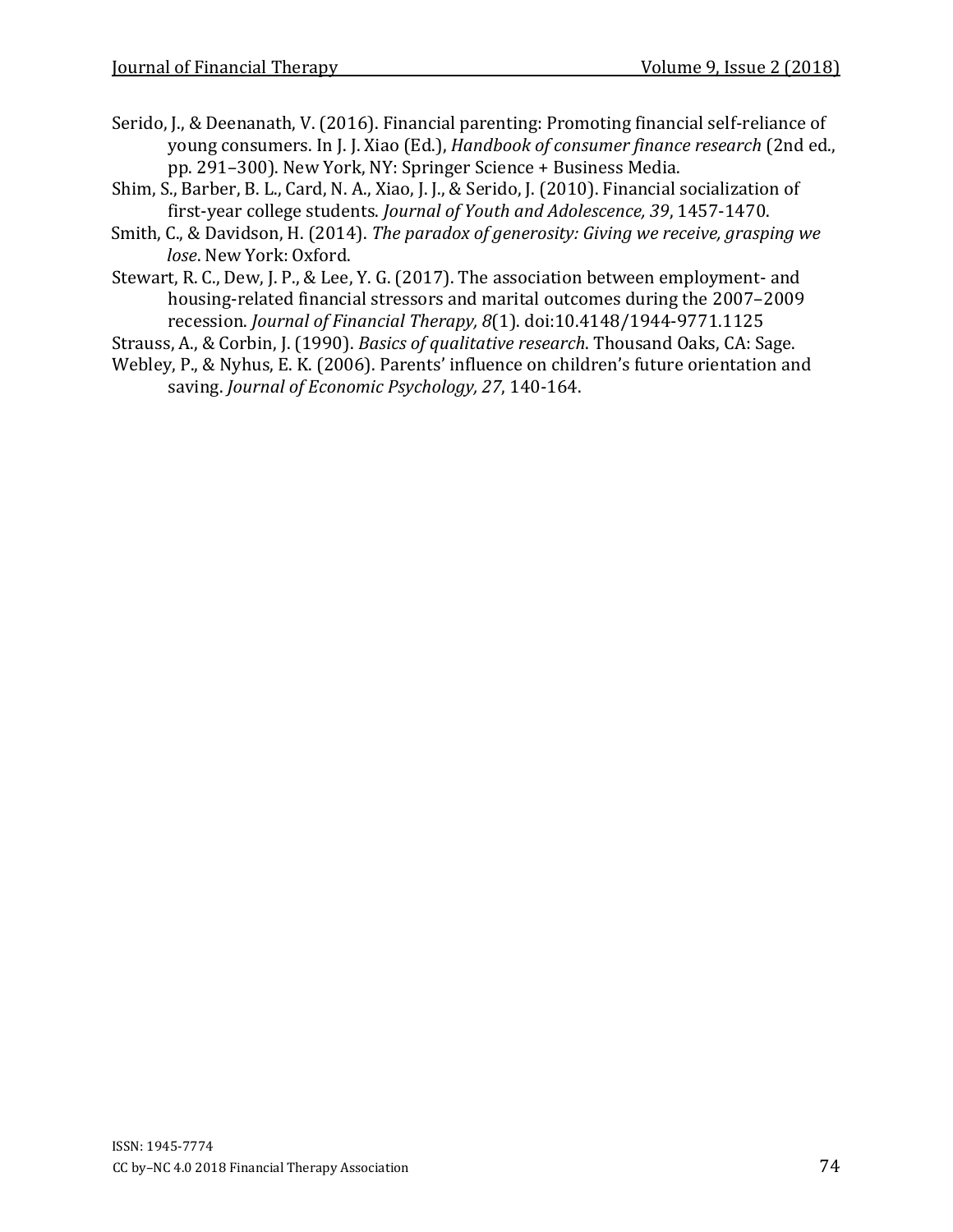Serido, J., & Deenanath, V. (2016). Financial parenting: Promoting financial self-reliance of young consumers. In J. J. Xiao (Ed.), *Handbook of consumer finance research* (2nd ed., pp. 291–300). New York, NY: Springer Science + Business Media.

Shim, S., Barber, B. L., Card, N. A., Xiao, J. J., & Serido, J. (2010). Financial socialization of first-year college students. *Journal of Youth and Adolescence, 39*, 1457-1470.

Smith, C., & Davidson, H. (2014). *The paradox of generosity: Giving we receive, grasping we lose*. New York: Oxford.

Stewart, R. C., Dew, J. P., & Lee, Y. G. (2017). The association between employment- and housing-related financial stressors and marital outcomes during the 2007–2009 recession. *Journal of Financial Therapy, 8*(1). doi:10.4148/1944-9771.1125

Strauss, A., & Corbin, J. (1990). *Basics of qualitative research*. Thousand Oaks, CA: Sage.

Webley, P., & Nyhus, E. K. (2006). Parents' influence on children's future orientation and saving. *Journal of Economic Psychology, 27*, 140-164.